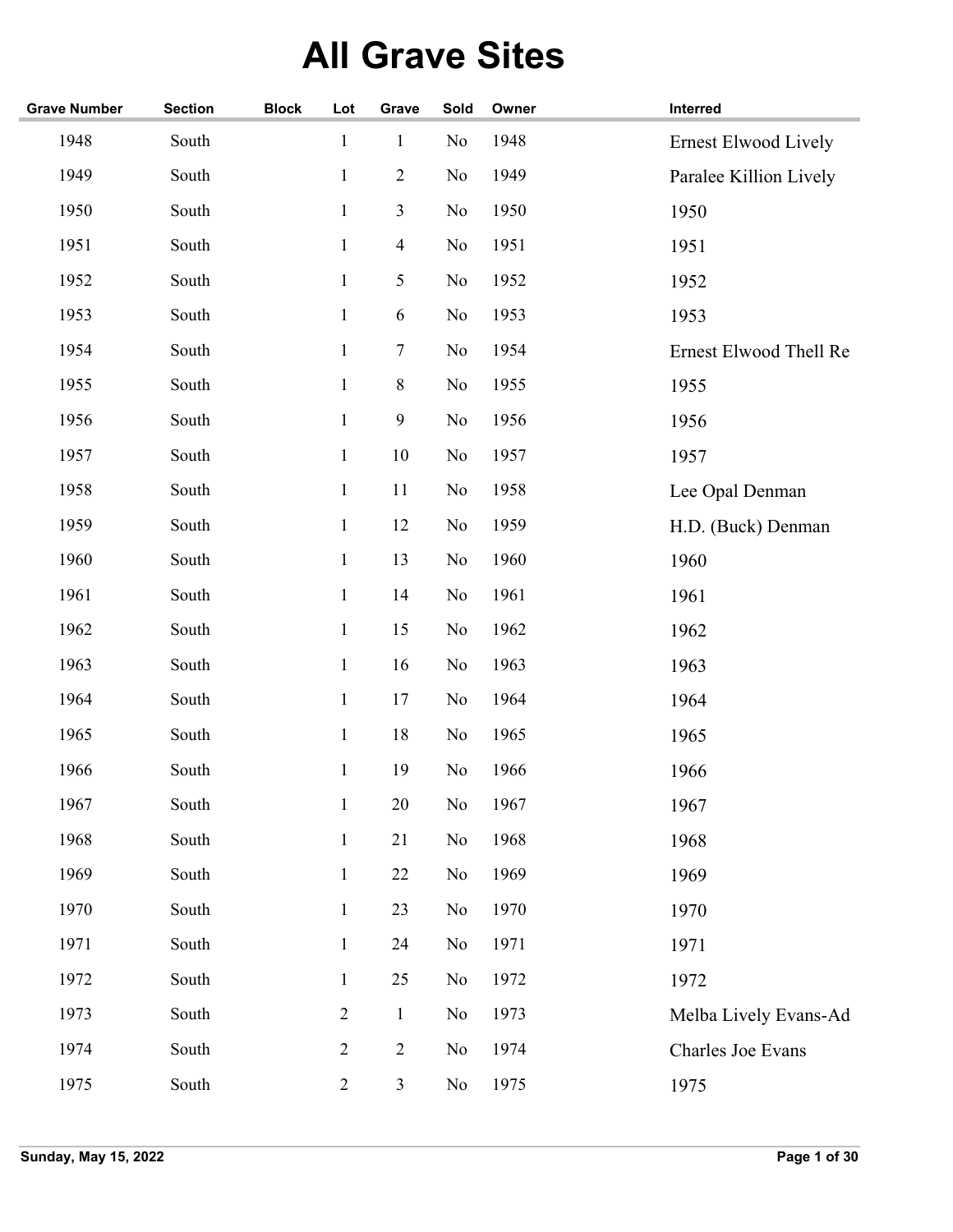# All Grave Sites

| Grave Number | Section | Block | Lot | Grave | Sold | Owner | Interred |
|---|---|---|---|---|---|---|---|
| 1948 | South | | 1 | 1 | No | 1948 | Ernest Elwood Lively |
| 1949 | South | | 1 | 2 | No | 1949 | Paralee Killion Lively |
| 1950 | South | | 1 | 3 | No | 1950 | 1950 |
| 1951 | South | | 1 | 4 | No | 1951 | 1951 |
| 1952 | South | | 1 | 5 | No | 1952 | 1952 |
| 1953 | South | | 1 | 6 | No | 1953 | 1953 |
| 1954 | South | | 1 | 7 | No | 1954 | Ernest Elwood Thell Re |
| 1955 | South | | 1 | 8 | No | 1955 | 1955 |
| 1956 | South | | 1 | 9 | No | 1956 | 1956 |
| 1957 | South | | 1 | 10 | No | 1957 | 1957 |
| 1958 | South | | 1 | 11 | No | 1958 | Lee Opal Denman |
| 1959 | South | | 1 | 12 | No | 1959 | H.D. (Buck) Denman |
| 1960 | South | | 1 | 13 | No | 1960 | 1960 |
| 1961 | South | | 1 | 14 | No | 1961 | 1961 |
| 1962 | South | | 1 | 15 | No | 1962 | 1962 |
| 1963 | South | | 1 | 16 | No | 1963 | 1963 |
| 1964 | South | | 1 | 17 | No | 1964 | 1964 |
| 1965 | South | | 1 | 18 | No | 1965 | 1965 |
| 1966 | South | | 1 | 19 | No | 1966 | 1966 |
| 1967 | South | | 1 | 20 | No | 1967 | 1967 |
| 1968 | South | | 1 | 21 | No | 1968 | 1968 |
| 1969 | South | | 1 | 22 | No | 1969 | 1969 |
| 1970 | South | | 1 | 23 | No | 1970 | 1970 |
| 1971 | South | | 1 | 24 | No | 1971 | 1971 |
| 1972 | South | | 1 | 25 | No | 1972 | 1972 |
| 1973 | South | | 2 | 1 | No | 1973 | Melba Lively Evans-Ad |
| 1974 | South | | 2 | 2 | No | 1974 | Charles Joe Evans |
| 1975 | South | | 2 | 3 | No | 1975 | 1975 |

Sunday, May 15, 2022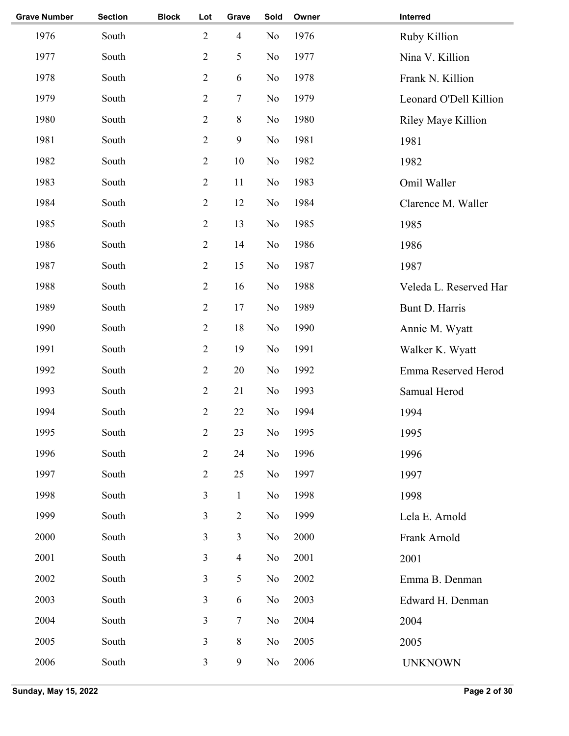| Grave Number | Section | Block | Lot | Grave | Sold | Owner | Interred |
|---|---|---|---|---|---|---|---|
| 1976 | South | | 2 | 4 | No | 1976 | Ruby Killion |
| 1977 | South | | 2 | 5 | No | 1977 | Nina V. Killion |
| 1978 | South | | 2 | 6 | No | 1978 | Frank N. Killion |
| 1979 | South | | 2 | 7 | No | 1979 | Leonard O'Dell Killion |
| 1980 | South | | 2 | 8 | No | 1980 | Riley Maye Killion |
| 1981 | South | | 2 | 9 | No | 1981 | 1981 |
| 1982 | South | | 2 | 10 | No | 1982 | 1982 |
| 1983 | South | | 2 | 11 | No | 1983 | Omil Waller |
| 1984 | South | | 2 | 12 | No | 1984 | Clarence M. Waller |
| 1985 | South | | 2 | 13 | No | 1985 | 1985 |
| 1986 | South | | 2 | 14 | No | 1986 | 1986 |
| 1987 | South | | 2 | 15 | No | 1987 | 1987 |
| 1988 | South | | 2 | 16 | No | 1988 | Veleda L. Reserved Har |
| 1989 | South | | 2 | 17 | No | 1989 | Bunt D. Harris |
| 1990 | South | | 2 | 18 | No | 1990 | Annie M. Wyatt |
| 1991 | South | | 2 | 19 | No | 1991 | Walker K. Wyatt |
| 1992 | South | | 2 | 20 | No | 1992 | Emma Reserved Herod |
| 1993 | South | | 2 | 21 | No | 1993 | Samual Herod |
| 1994 | South | | 2 | 22 | No | 1994 | 1994 |
| 1995 | South | | 2 | 23 | No | 1995 | 1995 |
| 1996 | South | | 2 | 24 | No | 1996 | 1996 |
| 1997 | South | | 2 | 25 | No | 1997 | 1997 |
| 1998 | South | | 3 | 1 | No | 1998 | 1998 |
| 1999 | South | | 3 | 2 | No | 1999 | Lela E. Arnold |
| 2000 | South | | 3 | 3 | No | 2000 | Frank Arnold |
| 2001 | South | | 3 | 4 | No | 2001 | 2001 |
| 2002 | South | | 3 | 5 | No | 2002 | Emma B. Denman |
| 2003 | South | | 3 | 6 | No | 2003 | Edward H. Denman |
| 2004 | South | | 3 | 7 | No | 2004 | 2004 |
| 2005 | South | | 3 | 8 | No | 2005 | 2005 |
| 2006 | South | | 3 | 9 | No | 2006 | UNKNOWN |

Sunday, May 15, 2022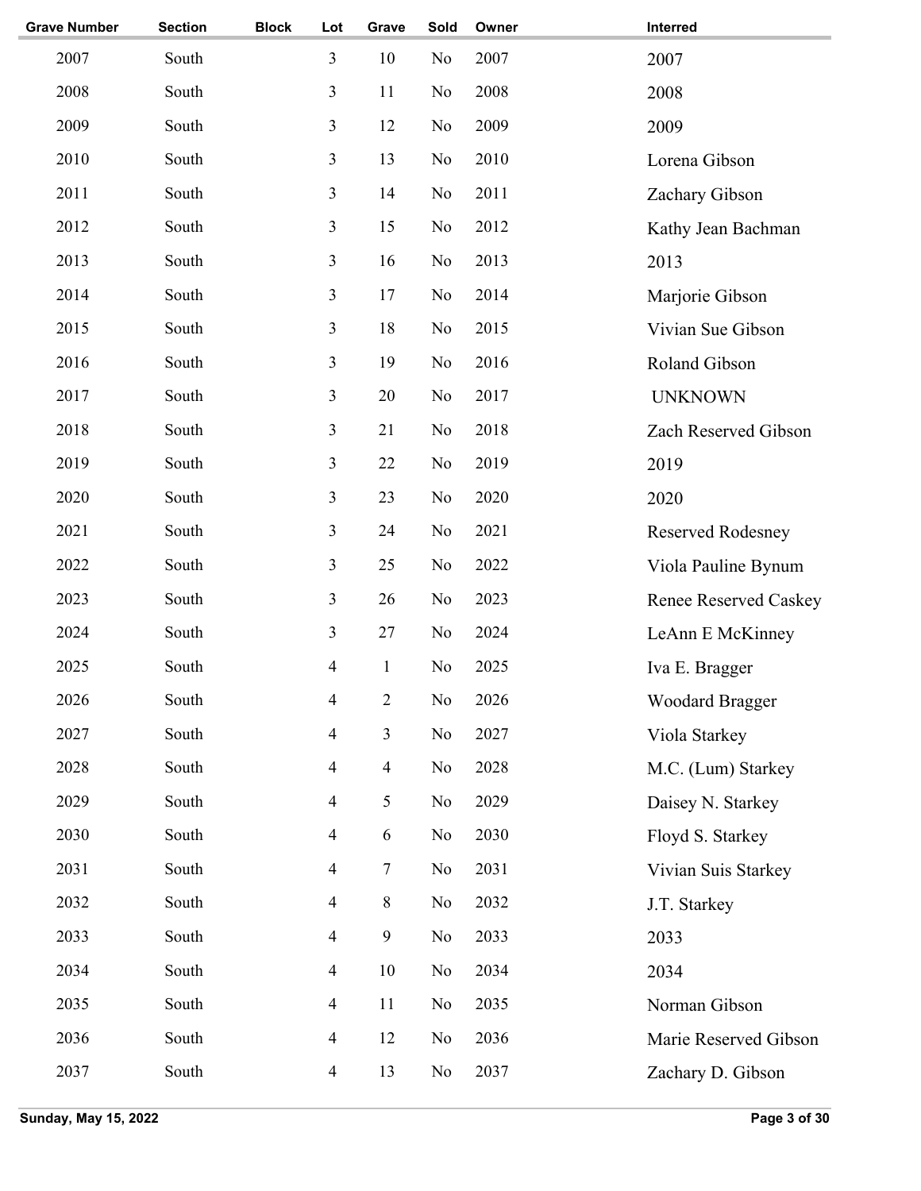| Grave Number | Section | Block | Lot | Grave | Sold | Owner | Interred |
|---|---|---|---|---|---|---|---|
| 2007 | South | | 3 | 10 | No | 2007 | 2007 |
| 2008 | South | | 3 | 11 | No | 2008 | 2008 |
| 2009 | South | | 3 | 12 | No | 2009 | 2009 |
| 2010 | South | | 3 | 13 | No | 2010 | Lorena Gibson |
| 2011 | South | | 3 | 14 | No | 2011 | Zachary Gibson |
| 2012 | South | | 3 | 15 | No | 2012 | Kathy Jean Bachman |
| 2013 | South | | 3 | 16 | No | 2013 | 2013 |
| 2014 | South | | 3 | 17 | No | 2014 | Marjorie Gibson |
| 2015 | South | | 3 | 18 | No | 2015 | Vivian Sue Gibson |
| 2016 | South | | 3 | 19 | No | 2016 | Roland Gibson |
| 2017 | South | | 3 | 20 | No | 2017 | UNKNOWN |
| 2018 | South | | 3 | 21 | No | 2018 | Zach Reserved Gibson |
| 2019 | South | | 3 | 22 | No | 2019 | 2019 |
| 2020 | South | | 3 | 23 | No | 2020 | 2020 |
| 2021 | South | | 3 | 24 | No | 2021 | Reserved Rodesney |
| 2022 | South | | 3 | 25 | No | 2022 | Viola Pauline Bynum |
| 2023 | South | | 3 | 26 | No | 2023 | Renee Reserved Caskey |
| 2024 | South | | 3 | 27 | No | 2024 | LeAnn E McKinney |
| 2025 | South | | 4 | 1 | No | 2025 | Iva E. Bragger |
| 2026 | South | | 4 | 2 | No | 2026 | Woodard Bragger |
| 2027 | South | | 4 | 3 | No | 2027 | Viola Starkey |
| 2028 | South | | 4 | 4 | No | 2028 | M.C. (Lum) Starkey |
| 2029 | South | | 4 | 5 | No | 2029 | Daisey N. Starkey |
| 2030 | South | | 4 | 6 | No | 2030 | Floyd S. Starkey |
| 2031 | South | | 4 | 7 | No | 2031 | Vivian Suis Starkey |
| 2032 | South | | 4 | 8 | No | 2032 | J.T. Starkey |
| 2033 | South | | 4 | 9 | No | 2033 | 2033 |
| 2034 | South | | 4 | 10 | No | 2034 | 2034 |
| 2035 | South | | 4 | 11 | No | 2035 | Norman Gibson |
| 2036 | South | | 4 | 12 | No | 2036 | Marie Reserved Gibson |
| 2037 | South | | 4 | 13 | No | 2037 | Zachary D. Gibson |

Sunday, May 15, 2022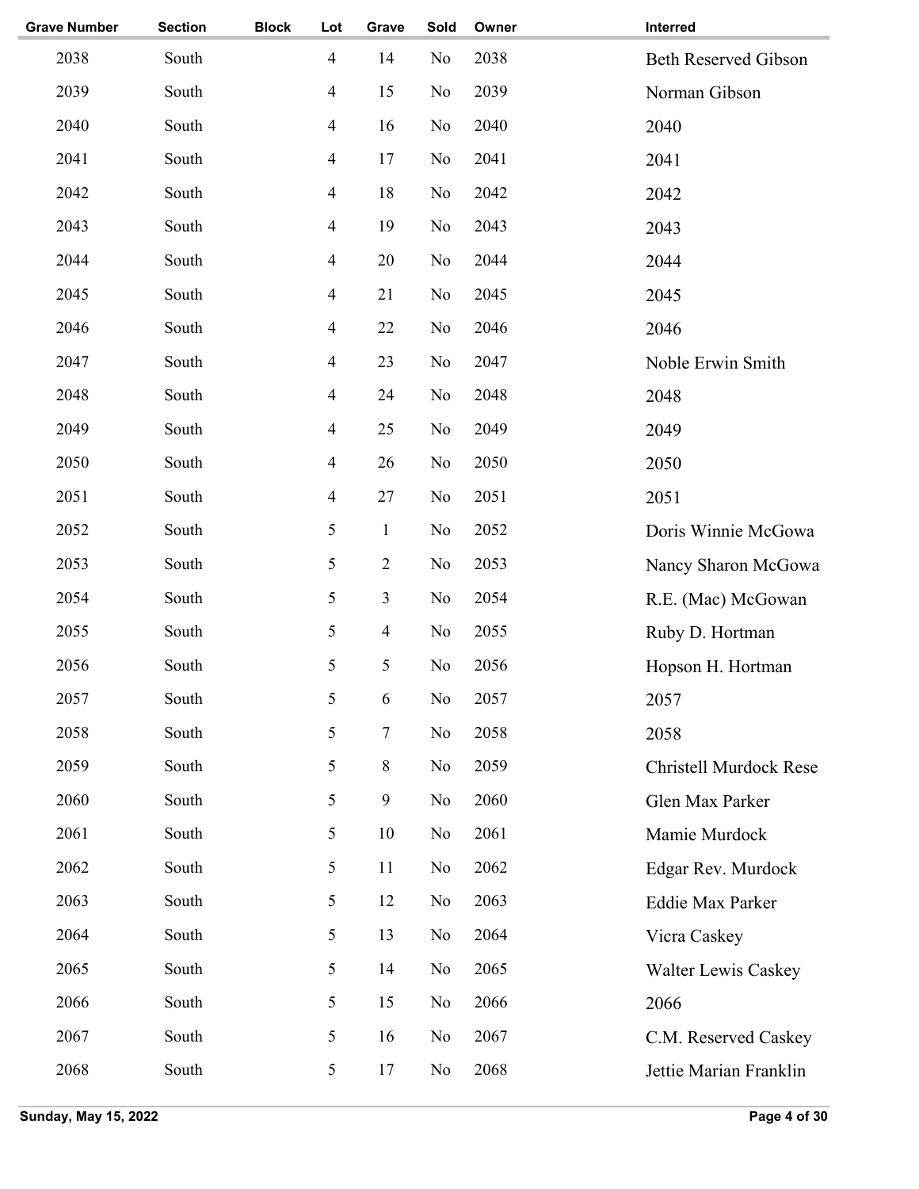| Grave Number | Section | Block | Lot | Grave | Sold | Owner | Interred |
|---|---|---|---|---|---|---|---|
| 2038 | South | | 4 | 14 | No | 2038 | Beth Reserved Gibson |
| 2039 | South | | 4 | 15 | No | 2039 | Norman Gibson |
| 2040 | South | | 4 | 16 | No | 2040 | 2040 |
| 2041 | South | | 4 | 17 | No | 2041 | 2041 |
| 2042 | South | | 4 | 18 | No | 2042 | 2042 |
| 2043 | South | | 4 | 19 | No | 2043 | 2043 |
| 2044 | South | | 4 | 20 | No | 2044 | 2044 |
| 2045 | South | | 4 | 21 | No | 2045 | 2045 |
| 2046 | South | | 4 | 22 | No | 2046 | 2046 |
| 2047 | South | | 4 | 23 | No | 2047 | Noble Erwin Smith |
| 2048 | South | | 4 | 24 | No | 2048 | 2048 |
| 2049 | South | | 4 | 25 | No | 2049 | 2049 |
| 2050 | South | | 4 | 26 | No | 2050 | 2050 |
| 2051 | South | | 4 | 27 | No | 2051 | 2051 |
| 2052 | South | | 5 | 1 | No | 2052 | Doris Winnie McGowa |
| 2053 | South | | 5 | 2 | No | 2053 | Nancy Sharon McGowa |
| 2054 | South | | 5 | 3 | No | 2054 | R.E. (Mac) McGowan |
| 2055 | South | | 5 | 4 | No | 2055 | Ruby D. Hortman |
| 2056 | South | | 5 | 5 | No | 2056 | Hopson H. Hortman |
| 2057 | South | | 5 | 6 | No | 2057 | 2057 |
| 2058 | South | | 5 | 7 | No | 2058 | 2058 |
| 2059 | South | | 5 | 8 | No | 2059 | Christell Murdock Rese |
| 2060 | South | | 5 | 9 | No | 2060 | Glen Max Parker |
| 2061 | South | | 5 | 10 | No | 2061 | Mamie Murdock |
| 2062 | South | | 5 | 11 | No | 2062 | Edgar Rev. Murdock |
| 2063 | South | | 5 | 12 | No | 2063 | Eddie Max Parker |
| 2064 | South | | 5 | 13 | No | 2064 | Vicra Caskey |
| 2065 | South | | 5 | 14 | No | 2065 | Walter Lewis Caskey |
| 2066 | South | | 5 | 15 | No | 2066 | 2066 |
| 2067 | South | | 5 | 16 | No | 2067 | C.M. Reserved Caskey |
| 2068 | South | | 5 | 17 | No | 2068 | Jettie Marian Franklin |

**Sunday, May 15, 2022**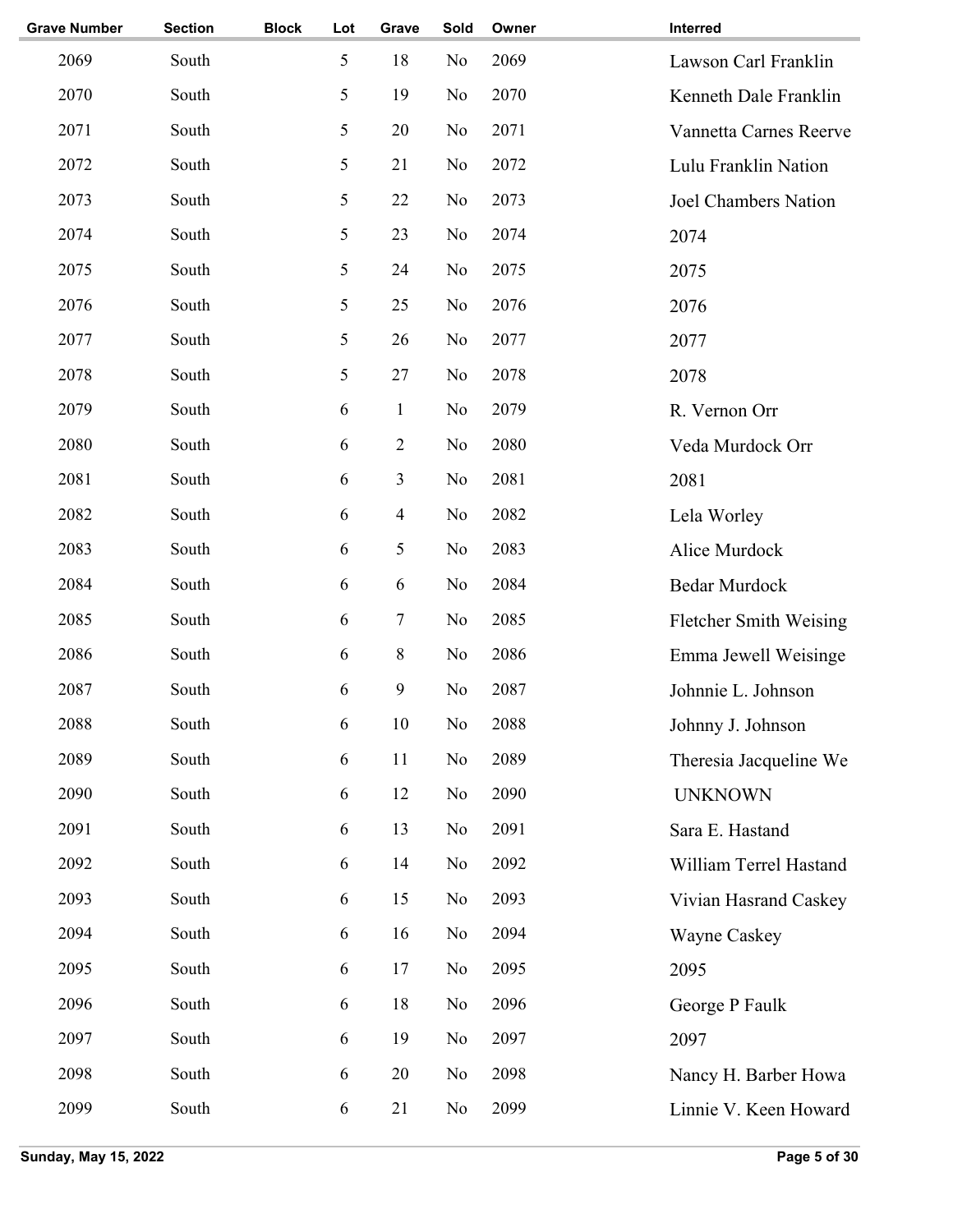| Grave Number | Section | Block | Lot | Grave | Sold | Owner | Interred |
|---|---|---|---|---|---|---|---|
| 2069 | South | | 5 | 18 | No | 2069 | Lawson Carl Franklin |
| 2070 | South | | 5 | 19 | No | 2070 | Kenneth Dale Franklin |
| 2071 | South | | 5 | 20 | No | 2071 | Vannetta Carnes Reerve |
| 2072 | South | | 5 | 21 | No | 2072 | Lulu Franklin Nation |
| 2073 | South | | 5 | 22 | No | 2073 | Joel Chambers Nation |
| 2074 | South | | 5 | 23 | No | 2074 | 2074 |
| 2075 | South | | 5 | 24 | No | 2075 | 2075 |
| 2076 | South | | 5 | 25 | No | 2076 | 2076 |
| 2077 | South | | 5 | 26 | No | 2077 | 2077 |
| 2078 | South | | 5 | 27 | No | 2078 | 2078 |
| 2079 | South | | 6 | 1 | No | 2079 | R. Vernon Orr |
| 2080 | South | | 6 | 2 | No | 2080 | Veda Murdock Orr |
| 2081 | South | | 6 | 3 | No | 2081 | 2081 |
| 2082 | South | | 6 | 4 | No | 2082 | Lela Worley |
| 2083 | South | | 6 | 5 | No | 2083 | Alice Murdock |
| 2084 | South | | 6 | 6 | No | 2084 | Bedar Murdock |
| 2085 | South | | 6 | 7 | No | 2085 | Fletcher Smith Weising |
| 2086 | South | | 6 | 8 | No | 2086 | Emma Jewell Weisinge |
| 2087 | South | | 6 | 9 | No | 2087 | Johnnie L. Johnson |
| 2088 | South | | 6 | 10 | No | 2088 | Johnny J. Johnson |
| 2089 | South | | 6 | 11 | No | 2089 | Theresia Jacqueline We |
| 2090 | South | | 6 | 12 | No | 2090 | UNKNOWN |
| 2091 | South | | 6 | 13 | No | 2091 | Sara E. Hastand |
| 2092 | South | | 6 | 14 | No | 2092 | William Terrel Hastand |
| 2093 | South | | 6 | 15 | No | 2093 | Vivian Hasrand Caskey |
| 2094 | South | | 6 | 16 | No | 2094 | Wayne Caskey |
| 2095 | South | | 6 | 17 | No | 2095 | 2095 |
| 2096 | South | | 6 | 18 | No | 2096 | George P Faulk |
| 2097 | South | | 6 | 19 | No | 2097 | 2097 |
| 2098 | South | | 6 | 20 | No | 2098 | Nancy H. Barber Howa |
| 2099 | South | | 6 | 21 | No | 2099 | Linnie V. Keen Howard |

Sunday, May 15, 2022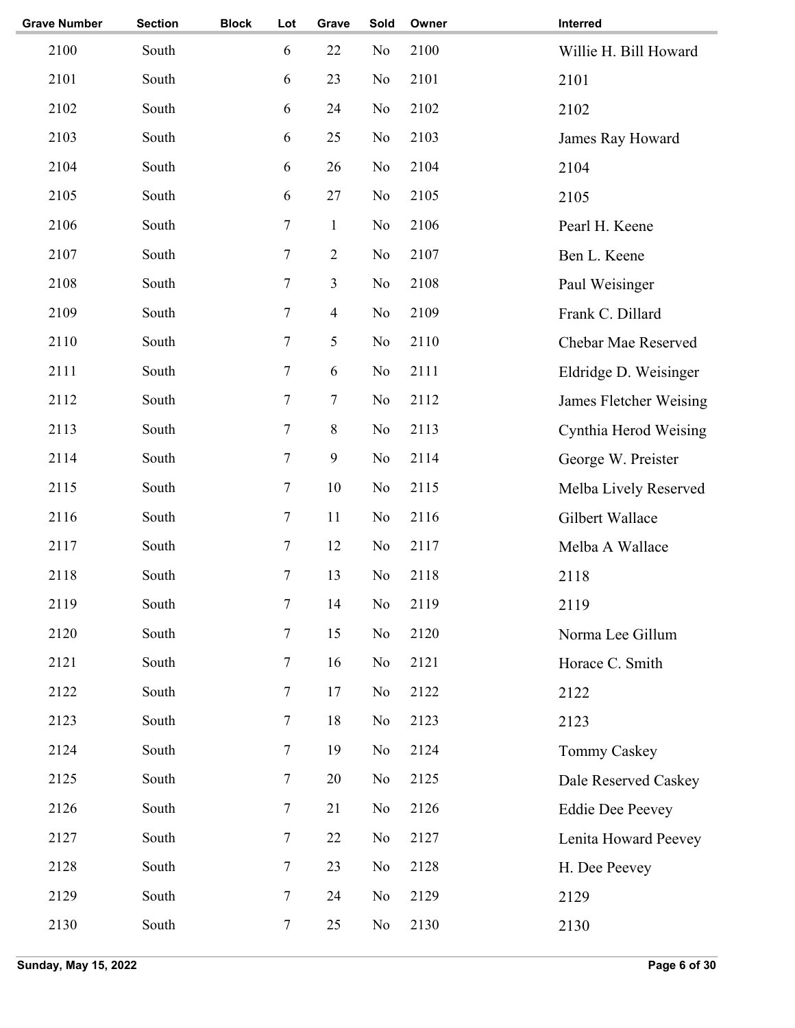| Grave Number | Section | Block | Lot | Grave | Sold | Owner | Interred |
|---|---|---|---|---|---|---|---|
| 2100 | South | | 6 | 22 | No | 2100 | Willie H. Bill Howard |
| 2101 | South | | 6 | 23 | No | 2101 | 2101 |
| 2102 | South | | 6 | 24 | No | 2102 | 2102 |
| 2103 | South | | 6 | 25 | No | 2103 | James Ray Howard |
| 2104 | South | | 6 | 26 | No | 2104 | 2104 |
| 2105 | South | | 6 | 27 | No | 2105 | 2105 |
| 2106 | South | | 7 | 1 | No | 2106 | Pearl H. Keene |
| 2107 | South | | 7 | 2 | No | 2107 | Ben L. Keene |
| 2108 | South | | 7 | 3 | No | 2108 | Paul Weisinger |
| 2109 | South | | 7 | 4 | No | 2109 | Frank C. Dillard |
| 2110 | South | | 7 | 5 | No | 2110 | Chebar Mae Reserved |
| 2111 | South | | 7 | 6 | No | 2111 | Eldridge D. Weisinger |
| 2112 | South | | 7 | 7 | No | 2112 | James Fletcher Weising |
| 2113 | South | | 7 | 8 | No | 2113 | Cynthia Herod Weising |
| 2114 | South | | 7 | 9 | No | 2114 | George W. Preister |
| 2115 | South | | 7 | 10 | No | 2115 | Melba Lively Reserved |
| 2116 | South | | 7 | 11 | No | 2116 | Gilbert Wallace |
| 2117 | South | | 7 | 12 | No | 2117 | Melba A Wallace |
| 2118 | South | | 7 | 13 | No | 2118 | 2118 |
| 2119 | South | | 7 | 14 | No | 2119 | 2119 |
| 2120 | South | | 7 | 15 | No | 2120 | Norma Lee Gillum |
| 2121 | South | | 7 | 16 | No | 2121 | Horace C. Smith |
| 2122 | South | | 7 | 17 | No | 2122 | 2122 |
| 2123 | South | | 7 | 18 | No | 2123 | 2123 |
| 2124 | South | | 7 | 19 | No | 2124 | Tommy Caskey |
| 2125 | South | | 7 | 20 | No | 2125 | Dale Reserved Caskey |
| 2126 | South | | 7 | 21 | No | 2126 | Eddie Dee Peevey |
| 2127 | South | | 7 | 22 | No | 2127 | Lenita Howard Peevey |
| 2128 | South | | 7 | 23 | No | 2128 | H. Dee Peevey |
| 2129 | South | | 7 | 24 | No | 2129 | 2129 |
| 2130 | South | | 7 | 25 | No | 2130 | 2130 |

Sunday, May 15, 2022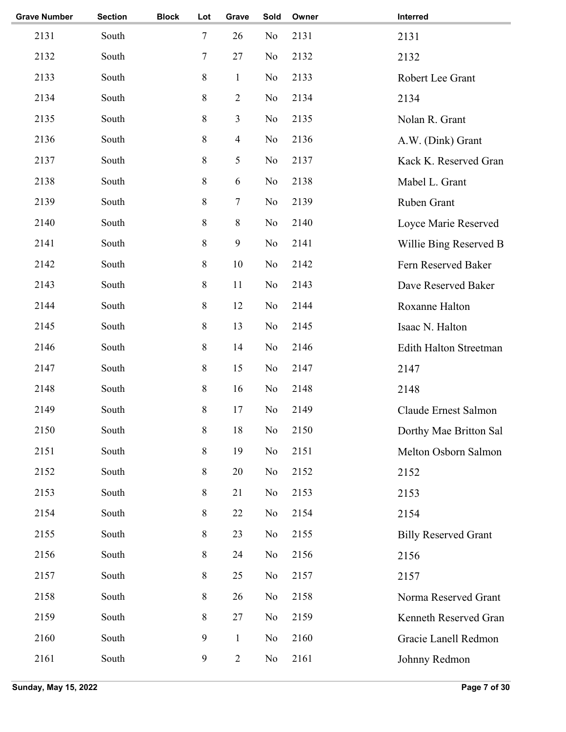| Grave Number | Section | Block | Lot | Grave | Sold | Owner | Interred |
|---|---|---|---|---|---|---|---|
| 2131 | South | | 7 | 26 | No | 2131 | 2131 |
| 2132 | South | | 7 | 27 | No | 2132 | 2132 |
| 2133 | South | | 8 | 1 | No | 2133 | Robert Lee Grant |
| 2134 | South | | 8 | 2 | No | 2134 | 2134 |
| 2135 | South | | 8 | 3 | No | 2135 | Nolan R. Grant |
| 2136 | South | | 8 | 4 | No | 2136 | A.W. (Dink) Grant |
| 2137 | South | | 8 | 5 | No | 2137 | Kack K. Reserved Gran |
| 2138 | South | | 8 | 6 | No | 2138 | Mabel L. Grant |
| 2139 | South | | 8 | 7 | No | 2139 | Ruben Grant |
| 2140 | South | | 8 | 8 | No | 2140 | Loyce Marie Reserved |
| 2141 | South | | 8 | 9 | No | 2141 | Willie Bing Reserved B |
| 2142 | South | | 8 | 10 | No | 2142 | Fern Reserved Baker |
| 2143 | South | | 8 | 11 | No | 2143 | Dave Reserved Baker |
| 2144 | South | | 8 | 12 | No | 2144 | Roxanne Halton |
| 2145 | South | | 8 | 13 | No | 2145 | Isaac N. Halton |
| 2146 | South | | 8 | 14 | No | 2146 | Edith Halton Streetman |
| 2147 | South | | 8 | 15 | No | 2147 | 2147 |
| 2148 | South | | 8 | 16 | No | 2148 | 2148 |
| 2149 | South | | 8 | 17 | No | 2149 | Claude Ernest Salmon |
| 2150 | South | | 8 | 18 | No | 2150 | Dorthy Mae Britton Sal |
| 2151 | South | | 8 | 19 | No | 2151 | Melton Osborn Salmon |
| 2152 | South | | 8 | 20 | No | 2152 | 2152 |
| 2153 | South | | 8 | 21 | No | 2153 | 2153 |
| 2154 | South | | 8 | 22 | No | 2154 | 2154 |
| 2155 | South | | 8 | 23 | No | 2155 | Billy Reserved Grant |
| 2156 | South | | 8 | 24 | No | 2156 | 2156 |
| 2157 | South | | 8 | 25 | No | 2157 | 2157 |
| 2158 | South | | 8 | 26 | No | 2158 | Norma Reserved Grant |
| 2159 | South | | 8 | 27 | No | 2159 | Kenneth Reserved Gran |
| 2160 | South | | 9 | 1 | No | 2160 | Gracie Lanell Redmon |
| 2161 | South | | 9 | 2 | No | 2161 | Johnny Redmon |

**Sunday, May 15, 2022**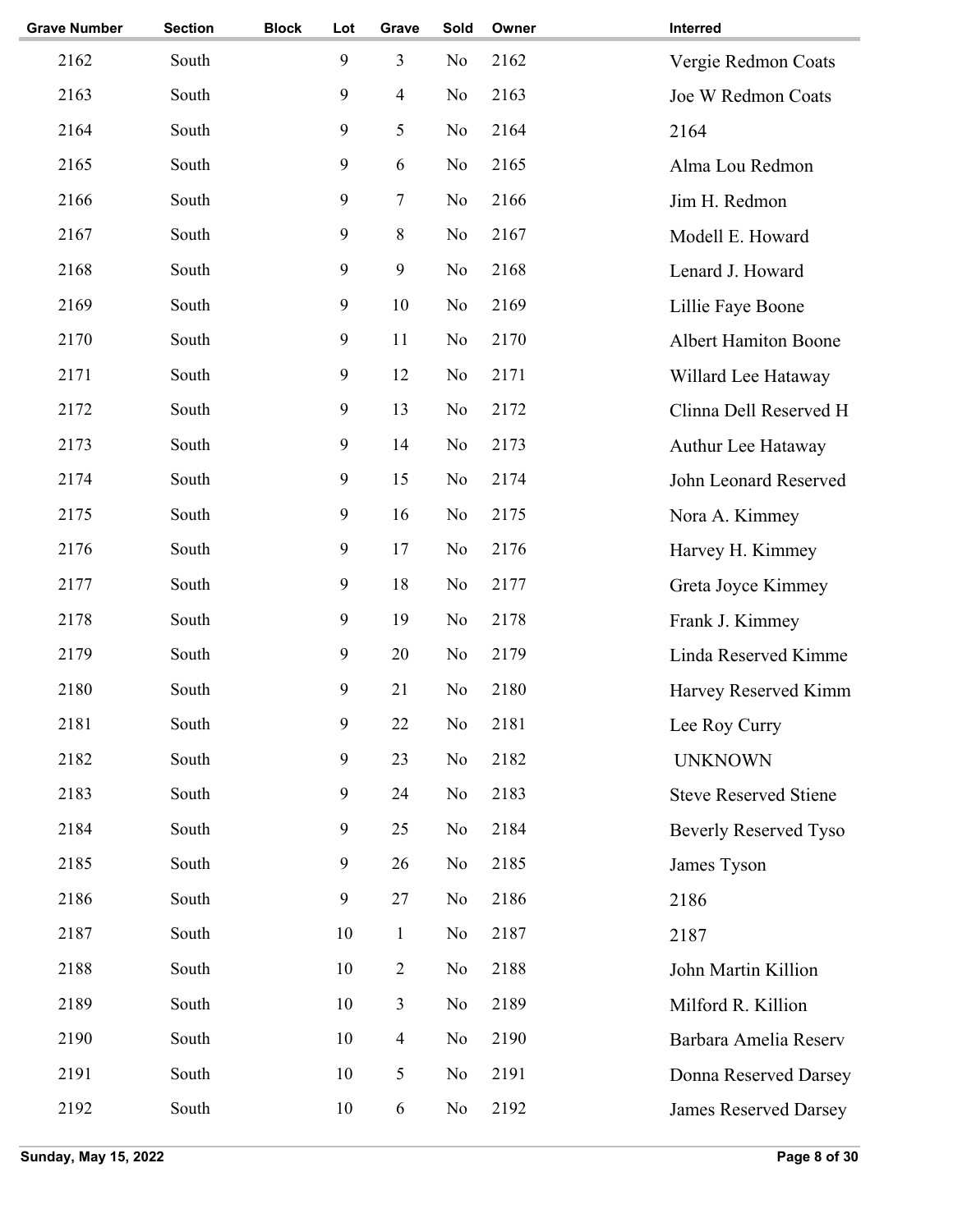| Grave Number | Section | Block | Lot | Grave | Sold | Owner | Interred |
|---|---|---|---|---|---|---|---|
| 2162 | South | | 9 | 3 | No | 2162 | Vergie Redmon Coats |
| 2163 | South | | 9 | 4 | No | 2163 | Joe W Redmon Coats |
| 2164 | South | | 9 | 5 | No | 2164 | 2164 |
| 2165 | South | | 9 | 6 | No | 2165 | Alma Lou Redmon |
| 2166 | South | | 9 | 7 | No | 2166 | Jim H. Redmon |
| 2167 | South | | 9 | 8 | No | 2167 | Modell E. Howard |
| 2168 | South | | 9 | 9 | No | 2168 | Lenard J. Howard |
| 2169 | South | | 9 | 10 | No | 2169 | Lillie Faye Boone |
| 2170 | South | | 9 | 11 | No | 2170 | Albert Hamiton Boone |
| 2171 | South | | 9 | 12 | No | 2171 | Willard Lee Hataway |
| 2172 | South | | 9 | 13 | No | 2172 | Clinna Dell Reserved H |
| 2173 | South | | 9 | 14 | No | 2173 | Authur Lee Hataway |
| 2174 | South | | 9 | 15 | No | 2174 | John Leonard Reserved |
| 2175 | South | | 9 | 16 | No | 2175 | Nora A. Kimmey |
| 2176 | South | | 9 | 17 | No | 2176 | Harvey H. Kimmey |
| 2177 | South | | 9 | 18 | No | 2177 | Greta Joyce Kimmey |
| 2178 | South | | 9 | 19 | No | 2178 | Frank J. Kimmey |
| 2179 | South | | 9 | 20 | No | 2179 | Linda Reserved Kimme |
| 2180 | South | | 9 | 21 | No | 2180 | Harvey Reserved Kimm |
| 2181 | South | | 9 | 22 | No | 2181 | Lee Roy Curry |
| 2182 | South | | 9 | 23 | No | 2182 | UNKNOWN |
| 2183 | South | | 9 | 24 | No | 2183 | Steve Reserved Stiene |
| 2184 | South | | 9 | 25 | No | 2184 | Beverly Reserved Tyso |
| 2185 | South | | 9 | 26 | No | 2185 | James Tyson |
| 2186 | South | | 9 | 27 | No | 2186 | 2186 |
| 2187 | South | | 10 | 1 | No | 2187 | 2187 |
| 2188 | South | | 10 | 2 | No | 2188 | John Martin Killion |
| 2189 | South | | 10 | 3 | No | 2189 | Milford R. Killion |
| 2190 | South | | 10 | 4 | No | 2190 | Barbara Amelia Reserv |
| 2191 | South | | 10 | 5 | No | 2191 | Donna Reserved Darsey |
| 2192 | South | | 10 | 6 | No | 2192 | James Reserved Darsey |

Sunday, May 15, 2022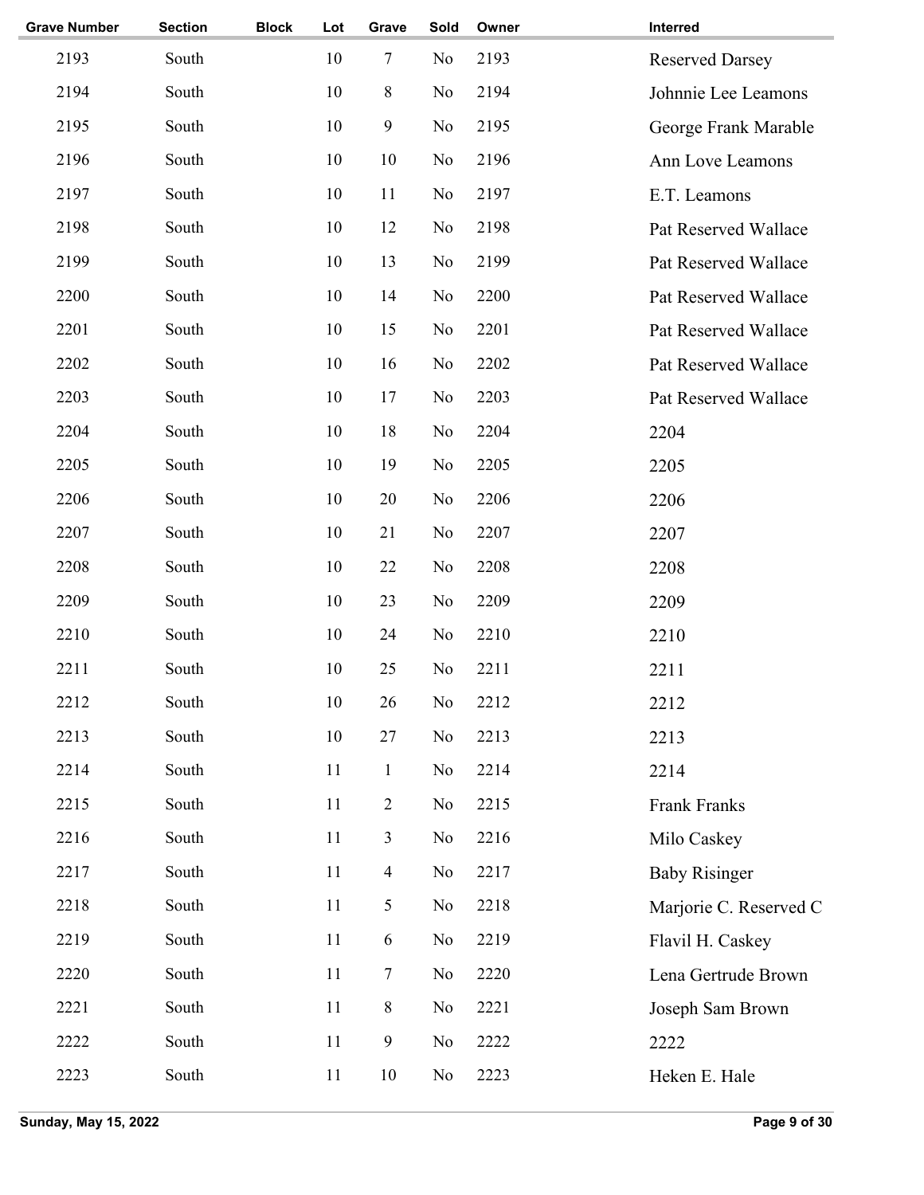| Grave Number | Section | Block | Lot | Grave | Sold | Owner | Interred |
|---|---|---|---|---|---|---|---|
| 2193 | South | | 10 | 7 | No | 2193 | Reserved Darsey |
| 2194 | South | | 10 | 8 | No | 2194 | Johnnie Lee Leamons |
| 2195 | South | | 10 | 9 | No | 2195 | George Frank Marable |
| 2196 | South | | 10 | 10 | No | 2196 | Ann Love Leamons |
| 2197 | South | | 10 | 11 | No | 2197 | E.T. Leamons |
| 2198 | South | | 10 | 12 | No | 2198 | Pat Reserved Wallace |
| 2199 | South | | 10 | 13 | No | 2199 | Pat Reserved Wallace |
| 2200 | South | | 10 | 14 | No | 2200 | Pat Reserved Wallace |
| 2201 | South | | 10 | 15 | No | 2201 | Pat Reserved Wallace |
| 2202 | South | | 10 | 16 | No | 2202 | Pat Reserved Wallace |
| 2203 | South | | 10 | 17 | No | 2203 | Pat Reserved Wallace |
| 2204 | South | | 10 | 18 | No | 2204 | 2204 |
| 2205 | South | | 10 | 19 | No | 2205 | 2205 |
| 2206 | South | | 10 | 20 | No | 2206 | 2206 |
| 2207 | South | | 10 | 21 | No | 2207 | 2207 |
| 2208 | South | | 10 | 22 | No | 2208 | 2208 |
| 2209 | South | | 10 | 23 | No | 2209 | 2209 |
| 2210 | South | | 10 | 24 | No | 2210 | 2210 |
| 2211 | South | | 10 | 25 | No | 2211 | 2211 |
| 2212 | South | | 10 | 26 | No | 2212 | 2212 |
| 2213 | South | | 10 | 27 | No | 2213 | 2213 |
| 2214 | South | | 11 | 1 | No | 2214 | 2214 |
| 2215 | South | | 11 | 2 | No | 2215 | Frank Franks |
| 2216 | South | | 11 | 3 | No | 2216 | Milo Caskey |
| 2217 | South | | 11 | 4 | No | 2217 | Baby Risinger |
| 2218 | South | | 11 | 5 | No | 2218 | Marjorie C. Reserved C |
| 2219 | South | | 11 | 6 | No | 2219 | Flavil H. Caskey |
| 2220 | South | | 11 | 7 | No | 2220 | Lena Gertrude Brown |
| 2221 | South | | 11 | 8 | No | 2221 | Joseph Sam Brown |
| 2222 | South | | 11 | 9 | No | 2222 | 2222 |
| 2223 | South | | 11 | 10 | No | 2223 | Heken E. Hale |

Sunday, May 15, 2022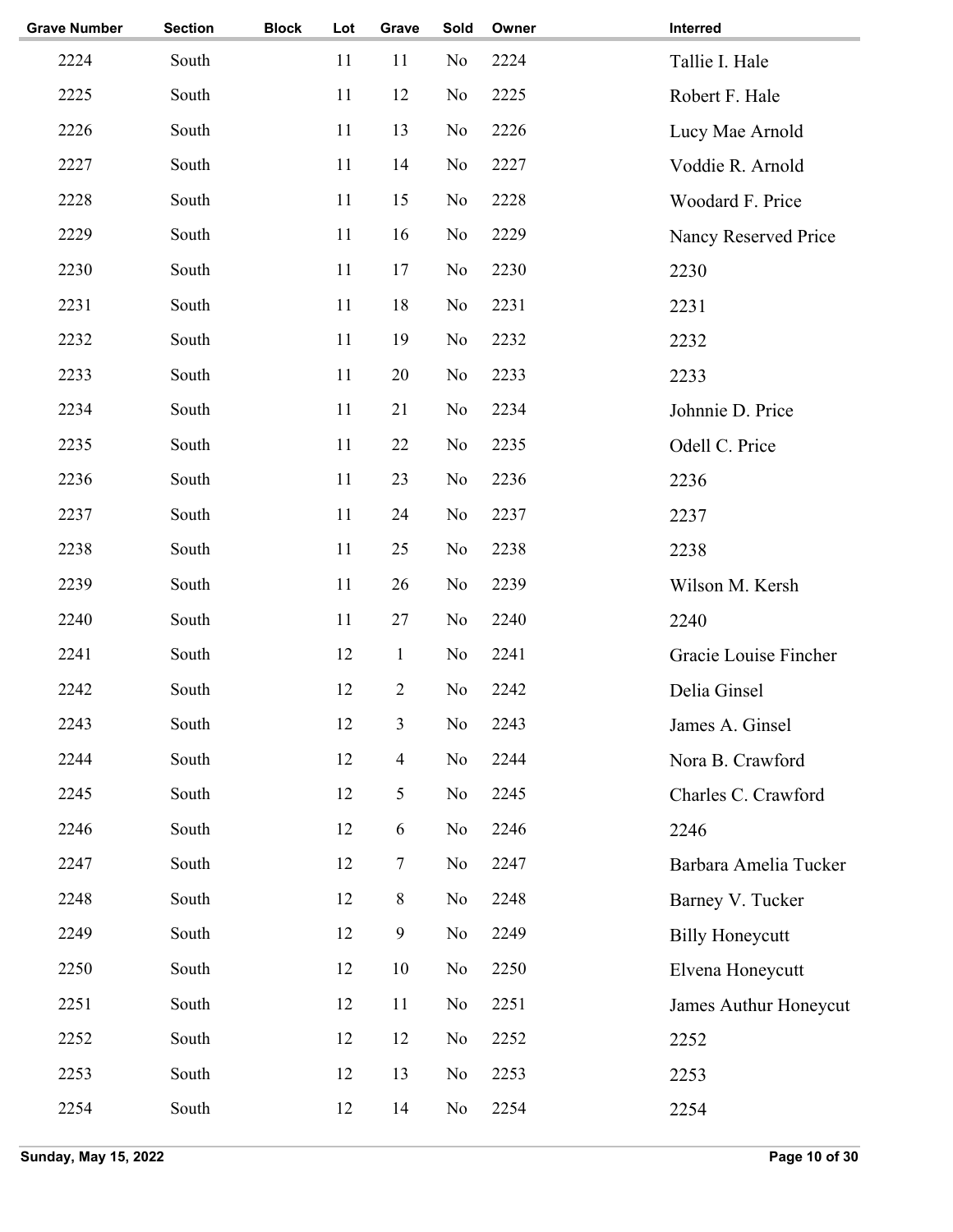| Grave Number | Section | Block | Lot | Grave | Sold | Owner | Interred |
| --- | --- | --- | --- | --- | --- | --- | --- |
| 2224 | South | | 11 | 11 | No | 2224 | Tallie I. Hale |
| 2225 | South | | 11 | 12 | No | 2225 | Robert F. Hale |
| 2226 | South | | 11 | 13 | No | 2226 | Lucy Mae Arnold |
| 2227 | South | | 11 | 14 | No | 2227 | Voddie R. Arnold |
| 2228 | South | | 11 | 15 | No | 2228 | Woodard F. Price |
| 2229 | South | | 11 | 16 | No | 2229 | Nancy Reserved Price |
| 2230 | South | | 11 | 17 | No | 2230 | 2230 |
| 2231 | South | | 11 | 18 | No | 2231 | 2231 |
| 2232 | South | | 11 | 19 | No | 2232 | 2232 |
| 2233 | South | | 11 | 20 | No | 2233 | 2233 |
| 2234 | South | | 11 | 21 | No | 2234 | Johnnie D. Price |
| 2235 | South | | 11 | 22 | No | 2235 | Odell C. Price |
| 2236 | South | | 11 | 23 | No | 2236 | 2236 |
| 2237 | South | | 11 | 24 | No | 2237 | 2237 |
| 2238 | South | | 11 | 25 | No | 2238 | 2238 |
| 2239 | South | | 11 | 26 | No | 2239 | Wilson M. Kersh |
| 2240 | South | | 11 | 27 | No | 2240 | 2240 |
| 2241 | South | | 12 | 1 | No | 2241 | Gracie Louise Fincher |
| 2242 | South | | 12 | 2 | No | 2242 | Delia Ginsel |
| 2243 | South | | 12 | 3 | No | 2243 | James A. Ginsel |
| 2244 | South | | 12 | 4 | No | 2244 | Nora B. Crawford |
| 2245 | South | | 12 | 5 | No | 2245 | Charles C. Crawford |
| 2246 | South | | 12 | 6 | No | 2246 | 2246 |
| 2247 | South | | 12 | 7 | No | 2247 | Barbara Amelia Tucker |
| 2248 | South | | 12 | 8 | No | 2248 | Barney V. Tucker |
| 2249 | South | | 12 | 9 | No | 2249 | Billy Honeycutt |
| 2250 | South | | 12 | 10 | No | 2250 | Elvena Honeycutt |
| 2251 | South | | 12 | 11 | No | 2251 | James Authur Honeycut |
| 2252 | South | | 12 | 12 | No | 2252 | 2252 |
| 2253 | South | | 12 | 13 | No | 2253 | 2253 |
| 2254 | South | | 12 | 14 | No | 2254 | 2254 |

Sunday, May 15, 2022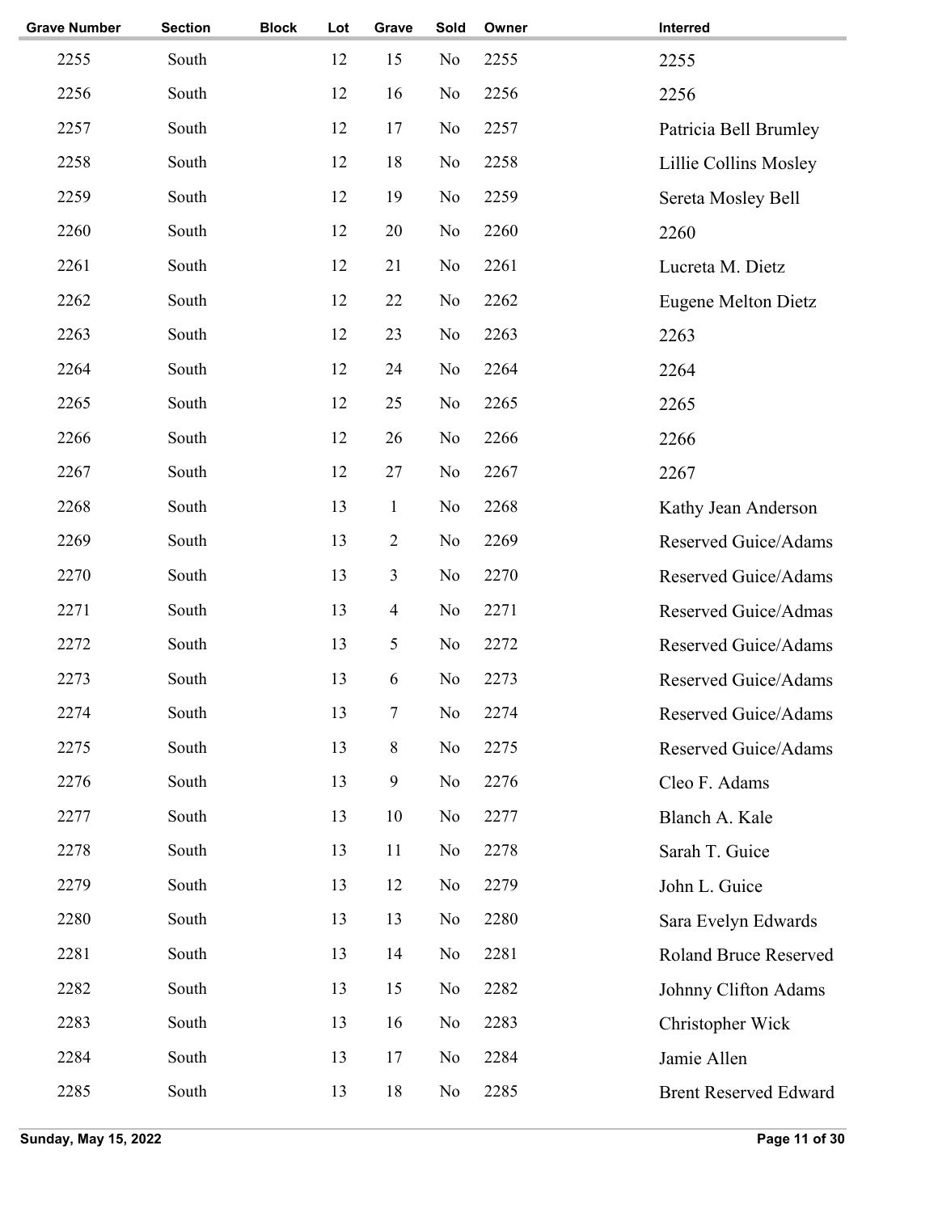| Grave Number | Section | Block | Lot | Grave | Sold | Owner | Interred |
|---|---|---|---|---|---|---|---|
| 2255 | South | | 12 | 15 | No | 2255 | 2255 |
| 2256 | South | | 12 | 16 | No | 2256 | 2256 |
| 2257 | South | | 12 | 17 | No | 2257 | Patricia Bell Brumley |
| 2258 | South | | 12 | 18 | No | 2258 | Lillie Collins Mosley |
| 2259 | South | | 12 | 19 | No | 2259 | Sereta Mosley Bell |
| 2260 | South | | 12 | 20 | No | 2260 | 2260 |
| 2261 | South | | 12 | 21 | No | 2261 | Lucreta M. Dietz |
| 2262 | South | | 12 | 22 | No | 2262 | Eugene Melton Dietz |
| 2263 | South | | 12 | 23 | No | 2263 | 2263 |
| 2264 | South | | 12 | 24 | No | 2264 | 2264 |
| 2265 | South | | 12 | 25 | No | 2265 | 2265 |
| 2266 | South | | 12 | 26 | No | 2266 | 2266 |
| 2267 | South | | 12 | 27 | No | 2267 | 2267 |
| 2268 | South | | 13 | 1 | No | 2268 | Kathy Jean Anderson |
| 2269 | South | | 13 | 2 | No | 2269 | Reserved Guice/Adams |
| 2270 | South | | 13 | 3 | No | 2270 | Reserved Guice/Adams |
| 2271 | South | | 13 | 4 | No | 2271 | Reserved Guice/Admas |
| 2272 | South | | 13 | 5 | No | 2272 | Reserved Guice/Adams |
| 2273 | South | | 13 | 6 | No | 2273 | Reserved Guice/Adams |
| 2274 | South | | 13 | 7 | No | 2274 | Reserved Guice/Adams |
| 2275 | South | | 13 | 8 | No | 2275 | Reserved Guice/Adams |
| 2276 | South | | 13 | 9 | No | 2276 | Cleo F. Adams |
| 2277 | South | | 13 | 10 | No | 2277 | Blanch A. Kale |
| 2278 | South | | 13 | 11 | No | 2278 | Sarah T. Guice |
| 2279 | South | | 13 | 12 | No | 2279 | John L. Guice |
| 2280 | South | | 13 | 13 | No | 2280 | Sara Evelyn Edwards |
| 2281 | South | | 13 | 14 | No | 2281 | Roland Bruce Reserved |
| 2282 | South | | 13 | 15 | No | 2282 | Johnny Clifton Adams |
| 2283 | South | | 13 | 16 | No | 2283 | Christopher Wick |
| 2284 | South | | 13 | 17 | No | 2284 | Jamie Allen |
| 2285 | South | | 13 | 18 | No | 2285 | Brent Reserved Edward |

Sunday, May 15, 2022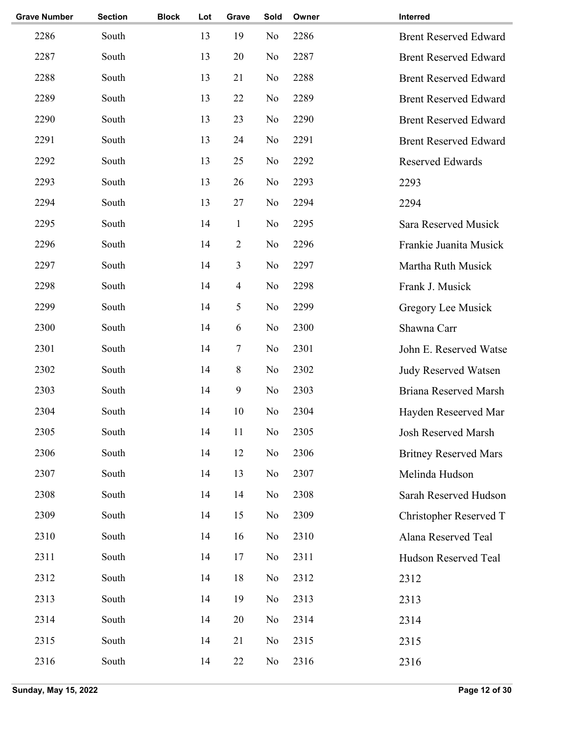| Grave Number | Section | Block | Lot | Grave | Sold | Owner | Interred |
|---|---|---|---|---|---|---|---|
| 2286 | South | | 13 | 19 | No | 2286 | Brent Reserved Edward |
| 2287 | South | | 13 | 20 | No | 2287 | Brent Reserved Edward |
| 2288 | South | | 13 | 21 | No | 2288 | Brent Reserved Edward |
| 2289 | South | | 13 | 22 | No | 2289 | Brent Reserved Edward |
| 2290 | South | | 13 | 23 | No | 2290 | Brent Reserved Edward |
| 2291 | South | | 13 | 24 | No | 2291 | Brent Reserved Edward |
| 2292 | South | | 13 | 25 | No | 2292 | Reserved Edwards |
| 2293 | South | | 13 | 26 | No | 2293 | 2293 |
| 2294 | South | | 13 | 27 | No | 2294 | 2294 |
| 2295 | South | | 14 | 1 | No | 2295 | Sara Reserved Musick |
| 2296 | South | | 14 | 2 | No | 2296 | Frankie Juanita Musick |
| 2297 | South | | 14 | 3 | No | 2297 | Martha Ruth Musick |
| 2298 | South | | 14 | 4 | No | 2298 | Frank J. Musick |
| 2299 | South | | 14 | 5 | No | 2299 | Gregory Lee Musick |
| 2300 | South | | 14 | 6 | No | 2300 | Shawna Carr |
| 2301 | South | | 14 | 7 | No | 2301 | John E. Reserved Watse |
| 2302 | South | | 14 | 8 | No | 2302 | Judy Reserved Watsen |
| 2303 | South | | 14 | 9 | No | 2303 | Briana Reserved Marsh |
| 2304 | South | | 14 | 10 | No | 2304 | Hayden Reseerved Mar |
| 2305 | South | | 14 | 11 | No | 2305 | Josh Reserved Marsh |
| 2306 | South | | 14 | 12 | No | 2306 | Britney Reserved Mars |
| 2307 | South | | 14 | 13 | No | 2307 | Melinda Hudson |
| 2308 | South | | 14 | 14 | No | 2308 | Sarah Reserved Hudson |
| 2309 | South | | 14 | 15 | No | 2309 | Christopher Reserved T |
| 2310 | South | | 14 | 16 | No | 2310 | Alana Reserved Teal |
| 2311 | South | | 14 | 17 | No | 2311 | Hudson Reserved Teal |
| 2312 | South | | 14 | 18 | No | 2312 | 2312 |
| 2313 | South | | 14 | 19 | No | 2313 | 2313 |
| 2314 | South | | 14 | 20 | No | 2314 | 2314 |
| 2315 | South | | 14 | 21 | No | 2315 | 2315 |
| 2316 | South | | 14 | 22 | No | 2316 | 2316 |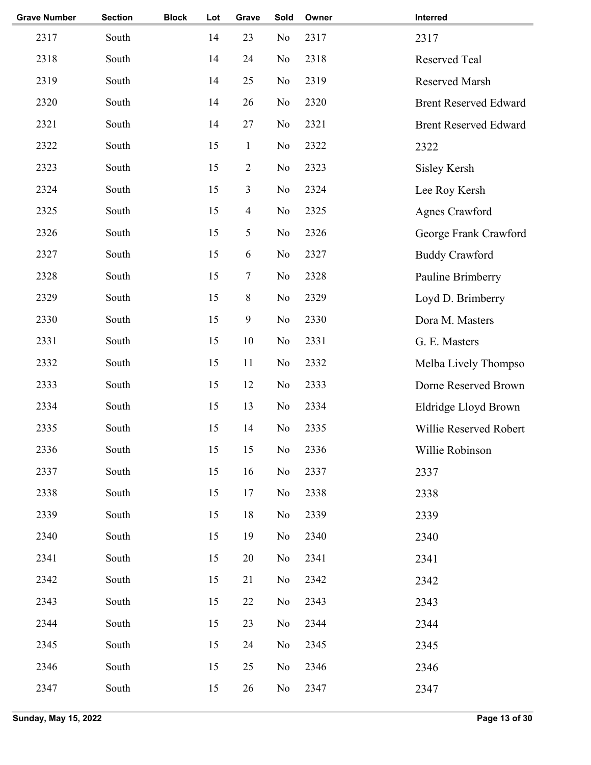| Grave Number | Section | Block | Lot | Grave | Sold | Owner | Interred |
|---|---|---|---|---|---|---|---|
| 2317 | South | | 14 | 23 | No | 2317 | 2317 |
| 2318 | South | | 14 | 24 | No | 2318 | Reserved Teal |
| 2319 | South | | 14 | 25 | No | 2319 | Reserved Marsh |
| 2320 | South | | 14 | 26 | No | 2320 | Brent Reserved Edward |
| 2321 | South | | 14 | 27 | No | 2321 | Brent Reserved Edward |
| 2322 | South | | 15 | 1 | No | 2322 | 2322 |
| 2323 | South | | 15 | 2 | No | 2323 | Sisley Kersh |
| 2324 | South | | 15 | 3 | No | 2324 | Lee Roy Kersh |
| 2325 | South | | 15 | 4 | No | 2325 | Agnes Crawford |
| 2326 | South | | 15 | 5 | No | 2326 | George Frank Crawford |
| 2327 | South | | 15 | 6 | No | 2327 | Buddy Crawford |
| 2328 | South | | 15 | 7 | No | 2328 | Pauline Brimberry |
| 2329 | South | | 15 | 8 | No | 2329 | Loyd D. Brimberry |
| 2330 | South | | 15 | 9 | No | 2330 | Dora M. Masters |
| 2331 | South | | 15 | 10 | No | 2331 | G. E. Masters |
| 2332 | South | | 15 | 11 | No | 2332 | Melba Lively Thompso |
| 2333 | South | | 15 | 12 | No | 2333 | Dorne Reserved Brown |
| 2334 | South | | 15 | 13 | No | 2334 | Eldridge Lloyd Brown |
| 2335 | South | | 15 | 14 | No | 2335 | Willie Reserved Robert |
| 2336 | South | | 15 | 15 | No | 2336 | Willie Robinson |
| 2337 | South | | 15 | 16 | No | 2337 | 2337 |
| 2338 | South | | 15 | 17 | No | 2338 | 2338 |
| 2339 | South | | 15 | 18 | No | 2339 | 2339 |
| 2340 | South | | 15 | 19 | No | 2340 | 2340 |
| 2341 | South | | 15 | 20 | No | 2341 | 2341 |
| 2342 | South | | 15 | 21 | No | 2342 | 2342 |
| 2343 | South | | 15 | 22 | No | 2343 | 2343 |
| 2344 | South | | 15 | 23 | No | 2344 | 2344 |
| 2345 | South | | 15 | 24 | No | 2345 | 2345 |
| 2346 | South | | 15 | 25 | No | 2346 | 2346 |
| 2347 | South | | 15 | 26 | No | 2347 | 2347 |

Sunday, May 15, 2022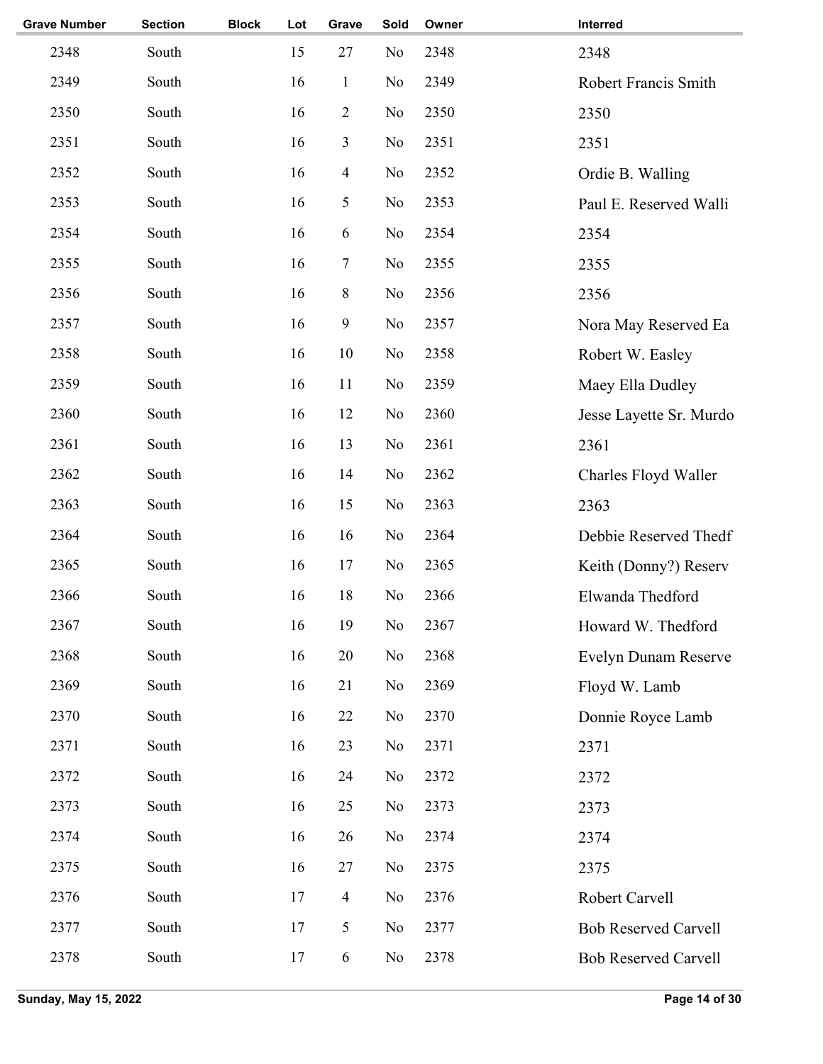| Grave Number | Section | Block | Lot | Grave | Sold | Owner | Interred |
| --- | --- | --- | --- | --- | --- | --- | --- |
| 2348 | South | | 15 | 27 | No | 2348 | 2348 |
| 2349 | South | | 16 | 1 | No | 2349 | Robert Francis Smith |
| 2350 | South | | 16 | 2 | No | 2350 | 2350 |
| 2351 | South | | 16 | 3 | No | 2351 | 2351 |
| 2352 | South | | 16 | 4 | No | 2352 | Ordie B. Walling |
| 2353 | South | | 16 | 5 | No | 2353 | Paul E. Reserved Walli |
| 2354 | South | | 16 | 6 | No | 2354 | 2354 |
| 2355 | South | | 16 | 7 | No | 2355 | 2355 |
| 2356 | South | | 16 | 8 | No | 2356 | 2356 |
| 2357 | South | | 16 | 9 | No | 2357 | Nora May Reserved Ea |
| 2358 | South | | 16 | 10 | No | 2358 | Robert W. Easley |
| 2359 | South | | 16 | 11 | No | 2359 | Maey Ella Dudley |
| 2360 | South | | 16 | 12 | No | 2360 | Jesse Layette Sr. Murdo |
| 2361 | South | | 16 | 13 | No | 2361 | 2361 |
| 2362 | South | | 16 | 14 | No | 2362 | Charles Floyd Waller |
| 2363 | South | | 16 | 15 | No | 2363 | 2363 |
| 2364 | South | | 16 | 16 | No | 2364 | Debbie Reserved Thedf |
| 2365 | South | | 16 | 17 | No | 2365 | Keith (Donny?) Reserv |
| 2366 | South | | 16 | 18 | No | 2366 | Elwanda Thedford |
| 2367 | South | | 16 | 19 | No | 2367 | Howard W. Thedford |
| 2368 | South | | 16 | 20 | No | 2368 | Evelyn Dunam Reserve |
| 2369 | South | | 16 | 21 | No | 2369 | Floyd W. Lamb |
| 2370 | South | | 16 | 22 | No | 2370 | Donnie Royce Lamb |
| 2371 | South | | 16 | 23 | No | 2371 | 2371 |
| 2372 | South | | 16 | 24 | No | 2372 | 2372 |
| 2373 | South | | 16 | 25 | No | 2373 | 2373 |
| 2374 | South | | 16 | 26 | No | 2374 | 2374 |
| 2375 | South | | 16 | 27 | No | 2375 | 2375 |
| 2376 | South | | 17 | 4 | No | 2376 | Robert Carvell |
| 2377 | South | | 17 | 5 | No | 2377 | Bob Reserved Carvell |
| 2378 | South | | 17 | 6 | No | 2378 | Bob Reserved Carvell |

Sunday, May 15, 2022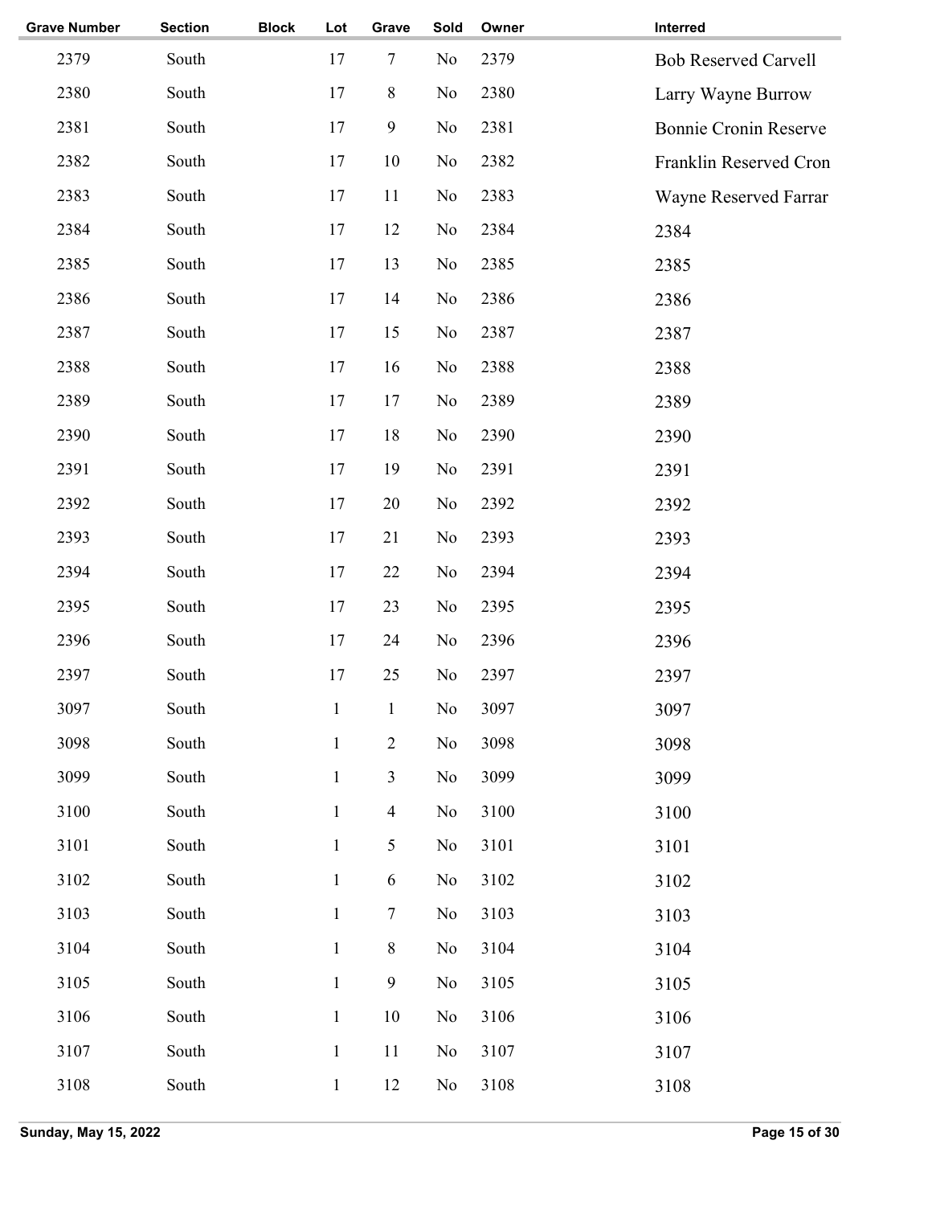| Grave Number | Section | Block | Lot | Grave | Sold | Owner | Interred |
|---|---|---|---|---|---|---|---|
| 2379 | South | | 17 | 7 | No | 2379 | Bob Reserved Carvell |
| 2380 | South | | 17 | 8 | No | 2380 | Larry Wayne Burrow |
| 2381 | South | | 17 | 9 | No | 2381 | Bonnie Cronin Reserve |
| 2382 | South | | 17 | 10 | No | 2382 | Franklin Reserved Cron |
| 2383 | South | | 17 | 11 | No | 2383 | Wayne Reserved Farrar |
| 2384 | South | | 17 | 12 | No | 2384 | 2384 |
| 2385 | South | | 17 | 13 | No | 2385 | 2385 |
| 2386 | South | | 17 | 14 | No | 2386 | 2386 |
| 2387 | South | | 17 | 15 | No | 2387 | 2387 |
| 2388 | South | | 17 | 16 | No | 2388 | 2388 |
| 2389 | South | | 17 | 17 | No | 2389 | 2389 |
| 2390 | South | | 17 | 18 | No | 2390 | 2390 |
| 2391 | South | | 17 | 19 | No | 2391 | 2391 |
| 2392 | South | | 17 | 20 | No | 2392 | 2392 |
| 2393 | South | | 17 | 21 | No | 2393 | 2393 |
| 2394 | South | | 17 | 22 | No | 2394 | 2394 |
| 2395 | South | | 17 | 23 | No | 2395 | 2395 |
| 2396 | South | | 17 | 24 | No | 2396 | 2396 |
| 2397 | South | | 17 | 25 | No | 2397 | 2397 |
| 3097 | South | | 1 | 1 | No | 3097 | 3097 |
| 3098 | South | | 1 | 2 | No | 3098 | 3098 |
| 3099 | South | | 1 | 3 | No | 3099 | 3099 |
| 3100 | South | | 1 | 4 | No | 3100 | 3100 |
| 3101 | South | | 1 | 5 | No | 3101 | 3101 |
| 3102 | South | | 1 | 6 | No | 3102 | 3102 |
| 3103 | South | | 1 | 7 | No | 3103 | 3103 |
| 3104 | South | | 1 | 8 | No | 3104 | 3104 |
| 3105 | South | | 1 | 9 | No | 3105 | 3105 |
| 3106 | South | | 1 | 10 | No | 3106 | 3106 |
| 3107 | South | | 1 | 11 | No | 3107 | 3107 |
| 3108 | South | | 1 | 12 | No | 3108 | 3108 |

Sunday, May 15, 2022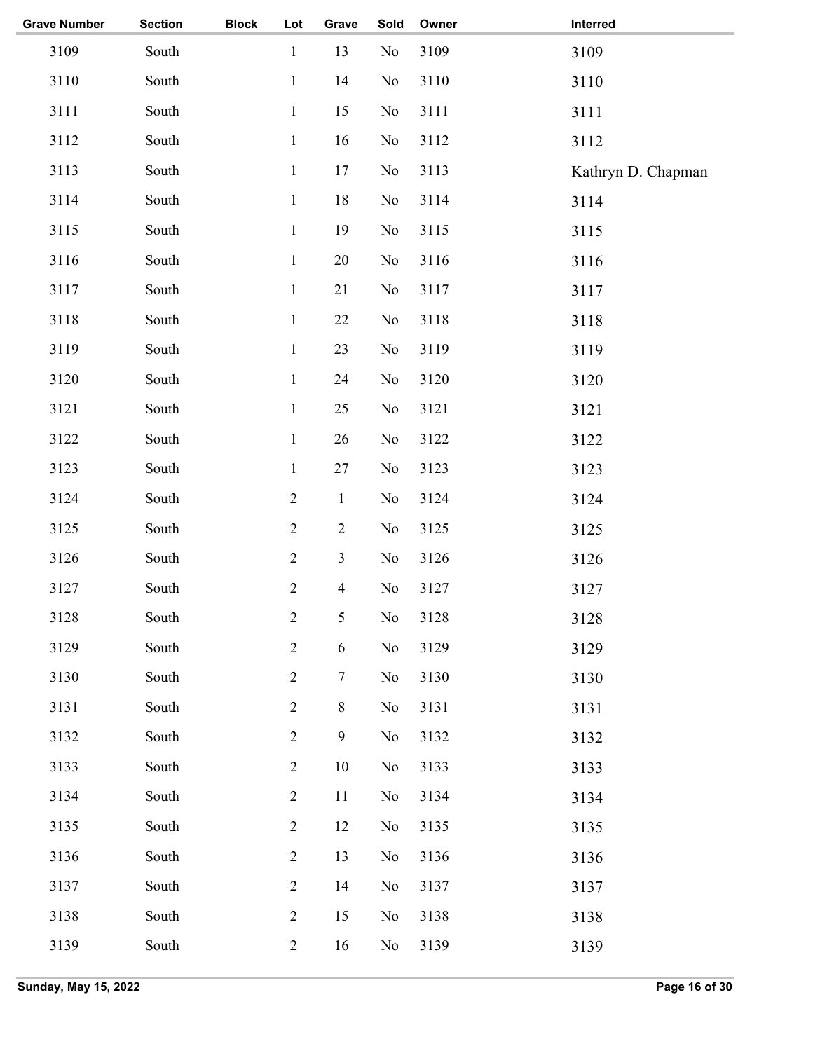| Grave Number | Section | Block | Lot | Grave | Sold | Owner | Interred |
|---|---|---|---|---|---|---|---|
| 3109 | South | | 1 | 13 | No | 3109 | 3109 |
| 3110 | South | | 1 | 14 | No | 3110 | 3110 |
| 3111 | South | | 1 | 15 | No | 3111 | 3111 |
| 3112 | South | | 1 | 16 | No | 3112 | 3112 |
| 3113 | South | | 1 | 17 | No | 3113 | Kathryn D. Chapman |
| 3114 | South | | 1 | 18 | No | 3114 | 3114 |
| 3115 | South | | 1 | 19 | No | 3115 | 3115 |
| 3116 | South | | 1 | 20 | No | 3116 | 3116 |
| 3117 | South | | 1 | 21 | No | 3117 | 3117 |
| 3118 | South | | 1 | 22 | No | 3118 | 3118 |
| 3119 | South | | 1 | 23 | No | 3119 | 3119 |
| 3120 | South | | 1 | 24 | No | 3120 | 3120 |
| 3121 | South | | 1 | 25 | No | 3121 | 3121 |
| 3122 | South | | 1 | 26 | No | 3122 | 3122 |
| 3123 | South | | 1 | 27 | No | 3123 | 3123 |
| 3124 | South | | 2 | 1 | No | 3124 | 3124 |
| 3125 | South | | 2 | 2 | No | 3125 | 3125 |
| 3126 | South | | 2 | 3 | No | 3126 | 3126 |
| 3127 | South | | 2 | 4 | No | 3127 | 3127 |
| 3128 | South | | 2 | 5 | No | 3128 | 3128 |
| 3129 | South | | 2 | 6 | No | 3129 | 3129 |
| 3130 | South | | 2 | 7 | No | 3130 | 3130 |
| 3131 | South | | 2 | 8 | No | 3131 | 3131 |
| 3132 | South | | 2 | 9 | No | 3132 | 3132 |
| 3133 | South | | 2 | 10 | No | 3133 | 3133 |
| 3134 | South | | 2 | 11 | No | 3134 | 3134 |
| 3135 | South | | 2 | 12 | No | 3135 | 3135 |
| 3136 | South | | 2 | 13 | No | 3136 | 3136 |
| 3137 | South | | 2 | 14 | No | 3137 | 3137 |
| 3138 | South | | 2 | 15 | No | 3138 | 3138 |
| 3139 | South | | 2 | 16 | No | 3139 | 3139 |

Sunday, May 15, 2022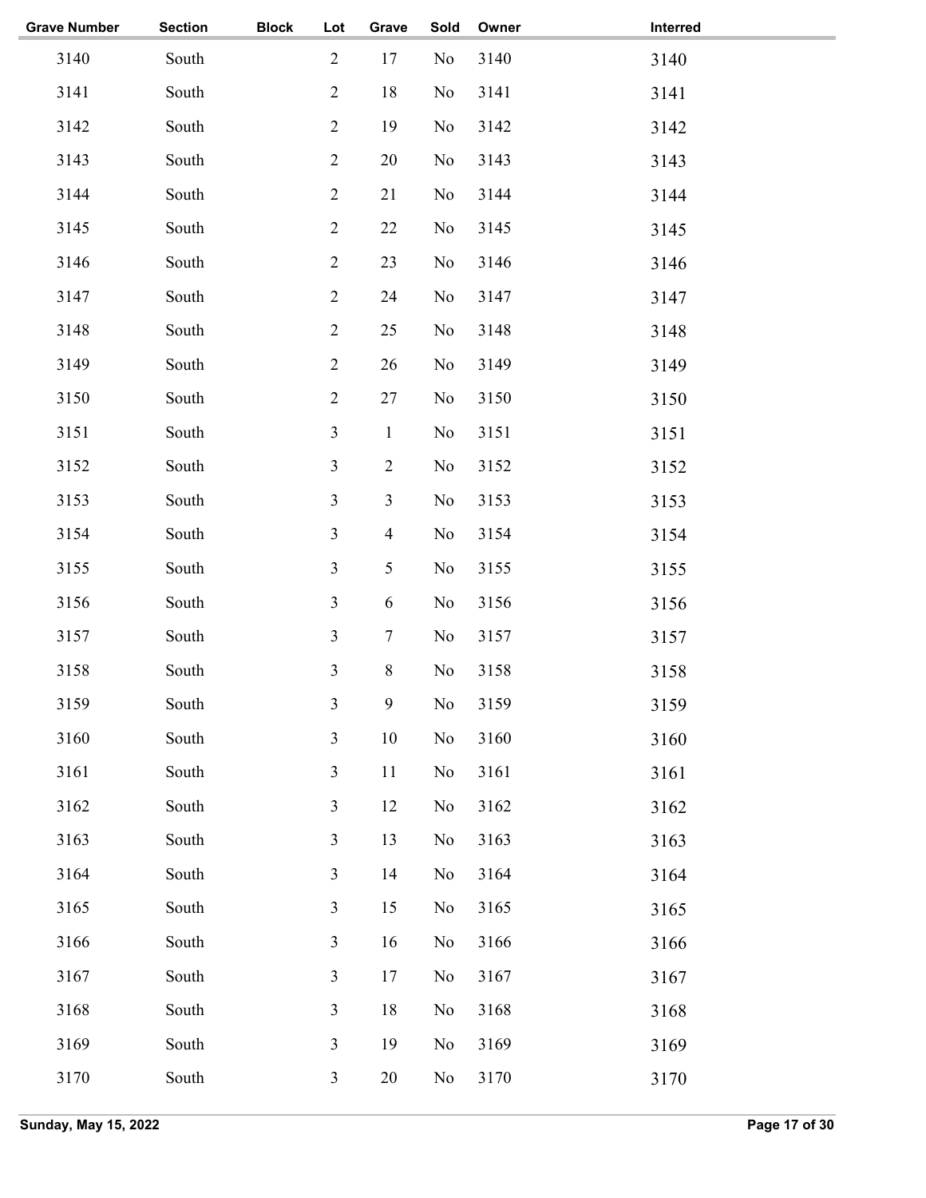| Grave Number | Section | Block | Lot | Grave | Sold | Owner | Interred |
|---|---|---|---|---|---|---|---|
| 3140 | South | | 2 | 17 | No | 3140 | 3140 |
| 3141 | South | | 2 | 18 | No | 3141 | 3141 |
| 3142 | South | | 2 | 19 | No | 3142 | 3142 |
| 3143 | South | | 2 | 20 | No | 3143 | 3143 |
| 3144 | South | | 2 | 21 | No | 3144 | 3144 |
| 3145 | South | | 2 | 22 | No | 3145 | 3145 |
| 3146 | South | | 2 | 23 | No | 3146 | 3146 |
| 3147 | South | | 2 | 24 | No | 3147 | 3147 |
| 3148 | South | | 2 | 25 | No | 3148 | 3148 |
| 3149 | South | | 2 | 26 | No | 3149 | 3149 |
| 3150 | South | | 2 | 27 | No | 3150 | 3150 |
| 3151 | South | | 3 | 1 | No | 3151 | 3151 |
| 3152 | South | | 3 | 2 | No | 3152 | 3152 |
| 3153 | South | | 3 | 3 | No | 3153 | 3153 |
| 3154 | South | | 3 | 4 | No | 3154 | 3154 |
| 3155 | South | | 3 | 5 | No | 3155 | 3155 |
| 3156 | South | | 3 | 6 | No | 3156 | 3156 |
| 3157 | South | | 3 | 7 | No | 3157 | 3157 |
| 3158 | South | | 3 | 8 | No | 3158 | 3158 |
| 3159 | South | | 3 | 9 | No | 3159 | 3159 |
| 3160 | South | | 3 | 10 | No | 3160 | 3160 |
| 3161 | South | | 3 | 11 | No | 3161 | 3161 |
| 3162 | South | | 3 | 12 | No | 3162 | 3162 |
| 3163 | South | | 3 | 13 | No | 3163 | 3163 |
| 3164 | South | | 3 | 14 | No | 3164 | 3164 |
| 3165 | South | | 3 | 15 | No | 3165 | 3165 |
| 3166 | South | | 3 | 16 | No | 3166 | 3166 |
| 3167 | South | | 3 | 17 | No | 3167 | 3167 |
| 3168 | South | | 3 | 18 | No | 3168 | 3168 |
| 3169 | South | | 3 | 19 | No | 3169 | 3169 |
| 3170 | South | | 3 | 20 | No | 3170 | 3170 |

**Sunday, May 15, 2022**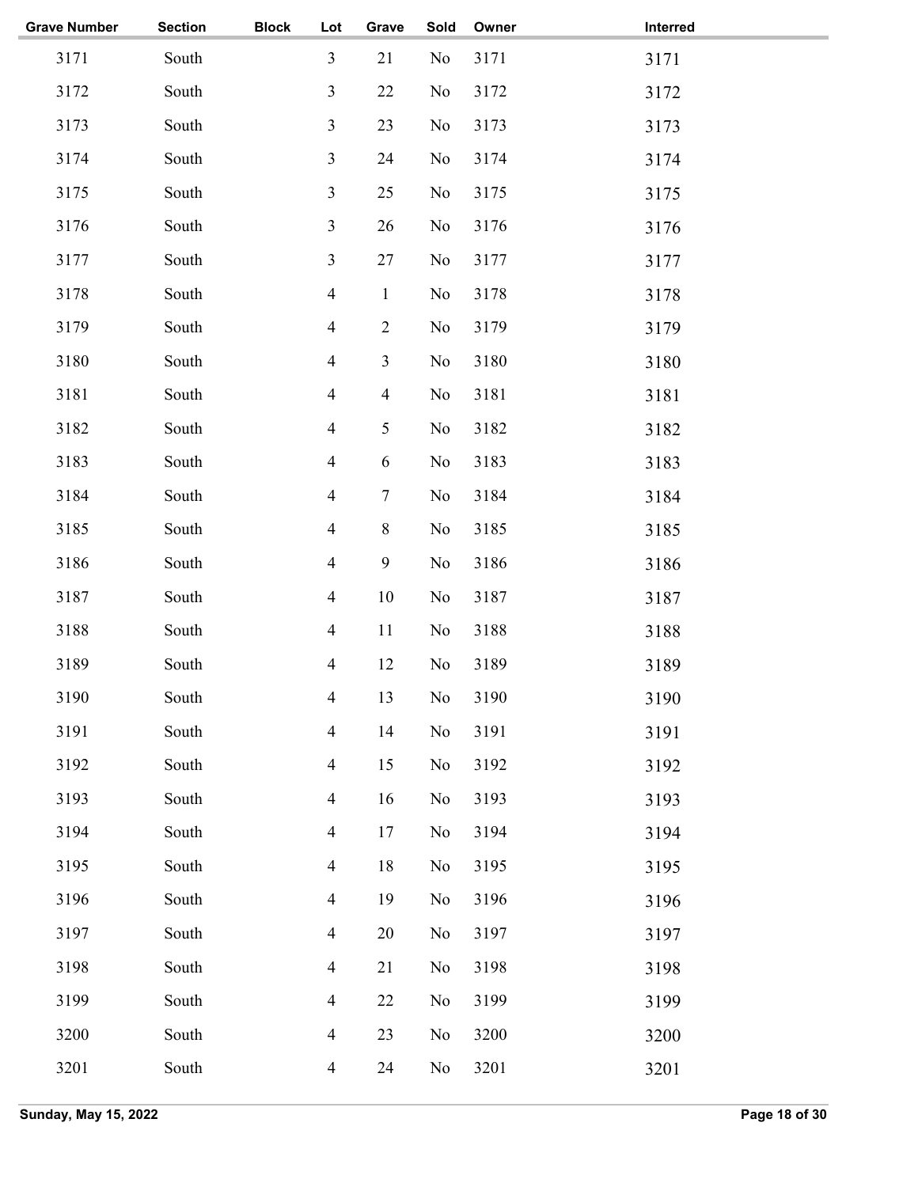| Grave Number | Section | Block | Lot | Grave | Sold | Owner | Interred |
|---|---|---|---|---|---|---|---|
| 3171 | South | | 3 | 21 | No | 3171 | 3171 |
| 3172 | South | | 3 | 22 | No | 3172 | 3172 |
| 3173 | South | | 3 | 23 | No | 3173 | 3173 |
| 3174 | South | | 3 | 24 | No | 3174 | 3174 |
| 3175 | South | | 3 | 25 | No | 3175 | 3175 |
| 3176 | South | | 3 | 26 | No | 3176 | 3176 |
| 3177 | South | | 3 | 27 | No | 3177 | 3177 |
| 3178 | South | | 4 | 1 | No | 3178 | 3178 |
| 3179 | South | | 4 | 2 | No | 3179 | 3179 |
| 3180 | South | | 4 | 3 | No | 3180 | 3180 |
| 3181 | South | | 4 | 4 | No | 3181 | 3181 |
| 3182 | South | | 4 | 5 | No | 3182 | 3182 |
| 3183 | South | | 4 | 6 | No | 3183 | 3183 |
| 3184 | South | | 4 | 7 | No | 3184 | 3184 |
| 3185 | South | | 4 | 8 | No | 3185 | 3185 |
| 3186 | South | | 4 | 9 | No | 3186 | 3186 |
| 3187 | South | | 4 | 10 | No | 3187 | 3187 |
| 3188 | South | | 4 | 11 | No | 3188 | 3188 |
| 3189 | South | | 4 | 12 | No | 3189 | 3189 |
| 3190 | South | | 4 | 13 | No | 3190 | 3190 |
| 3191 | South | | 4 | 14 | No | 3191 | 3191 |
| 3192 | South | | 4 | 15 | No | 3192 | 3192 |
| 3193 | South | | 4 | 16 | No | 3193 | 3193 |
| 3194 | South | | 4 | 17 | No | 3194 | 3194 |
| 3195 | South | | 4 | 18 | No | 3195 | 3195 |
| 3196 | South | | 4 | 19 | No | 3196 | 3196 |
| 3197 | South | | 4 | 20 | No | 3197 | 3197 |
| 3198 | South | | 4 | 21 | No | 3198 | 3198 |
| 3199 | South | | 4 | 22 | No | 3199 | 3199 |
| 3200 | South | | 4 | 23 | No | 3200 | 3200 |
| 3201 | South | | 4 | 24 | No | 3201 | 3201 |

**Sunday, May 15, 2022**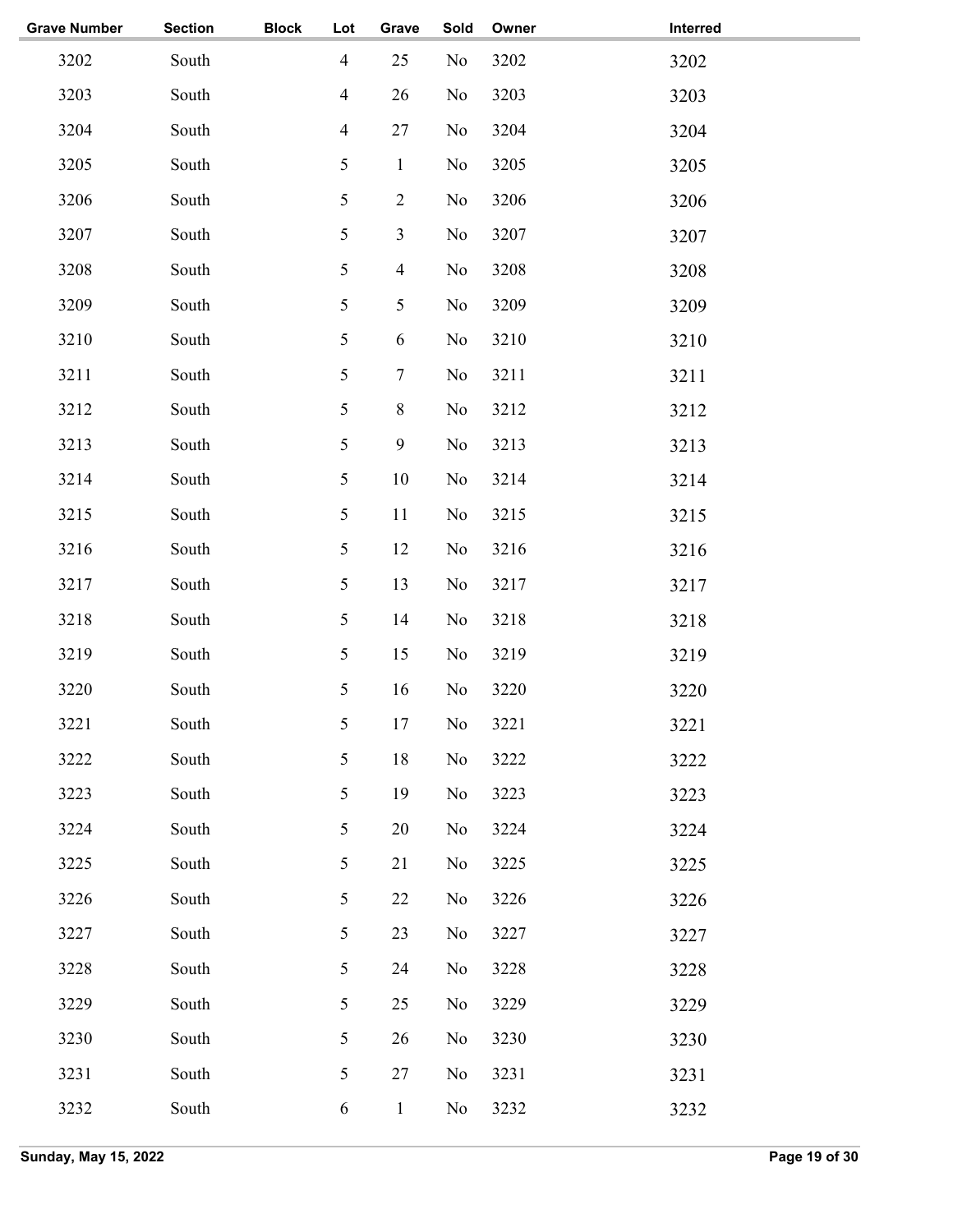| Grave Number | Section | Block | Lot | Grave | Sold | Owner | Interred |
|---|---|---|---|---|---|---|---|
| 3202 | South | | 4 | 25 | No | 3202 | 3202 |
| 3203 | South | | 4 | 26 | No | 3203 | 3203 |
| 3204 | South | | 4 | 27 | No | 3204 | 3204 |
| 3205 | South | | 5 | 1 | No | 3205 | 3205 |
| 3206 | South | | 5 | 2 | No | 3206 | 3206 |
| 3207 | South | | 5 | 3 | No | 3207 | 3207 |
| 3208 | South | | 5 | 4 | No | 3208 | 3208 |
| 3209 | South | | 5 | 5 | No | 3209 | 3209 |
| 3210 | South | | 5 | 6 | No | 3210 | 3210 |
| 3211 | South | | 5 | 7 | No | 3211 | 3211 |
| 3212 | South | | 5 | 8 | No | 3212 | 3212 |
| 3213 | South | | 5 | 9 | No | 3213 | 3213 |
| 3214 | South | | 5 | 10 | No | 3214 | 3214 |
| 3215 | South | | 5 | 11 | No | 3215 | 3215 |
| 3216 | South | | 5 | 12 | No | 3216 | 3216 |
| 3217 | South | | 5 | 13 | No | 3217 | 3217 |
| 3218 | South | | 5 | 14 | No | 3218 | 3218 |
| 3219 | South | | 5 | 15 | No | 3219 | 3219 |
| 3220 | South | | 5 | 16 | No | 3220 | 3220 |
| 3221 | South | | 5 | 17 | No | 3221 | 3221 |
| 3222 | South | | 5 | 18 | No | 3222 | 3222 |
| 3223 | South | | 5 | 19 | No | 3223 | 3223 |
| 3224 | South | | 5 | 20 | No | 3224 | 3224 |
| 3225 | South | | 5 | 21 | No | 3225 | 3225 |
| 3226 | South | | 5 | 22 | No | 3226 | 3226 |
| 3227 | South | | 5 | 23 | No | 3227 | 3227 |
| 3228 | South | | 5 | 24 | No | 3228 | 3228 |
| 3229 | South | | 5 | 25 | No | 3229 | 3229 |
| 3230 | South | | 5 | 26 | No | 3230 | 3230 |
| 3231 | South | | 5 | 27 | No | 3231 | 3231 |
| 3232 | South | | 6 | 1 | No | 3232 | 3232 |

Sunday, May 15, 2022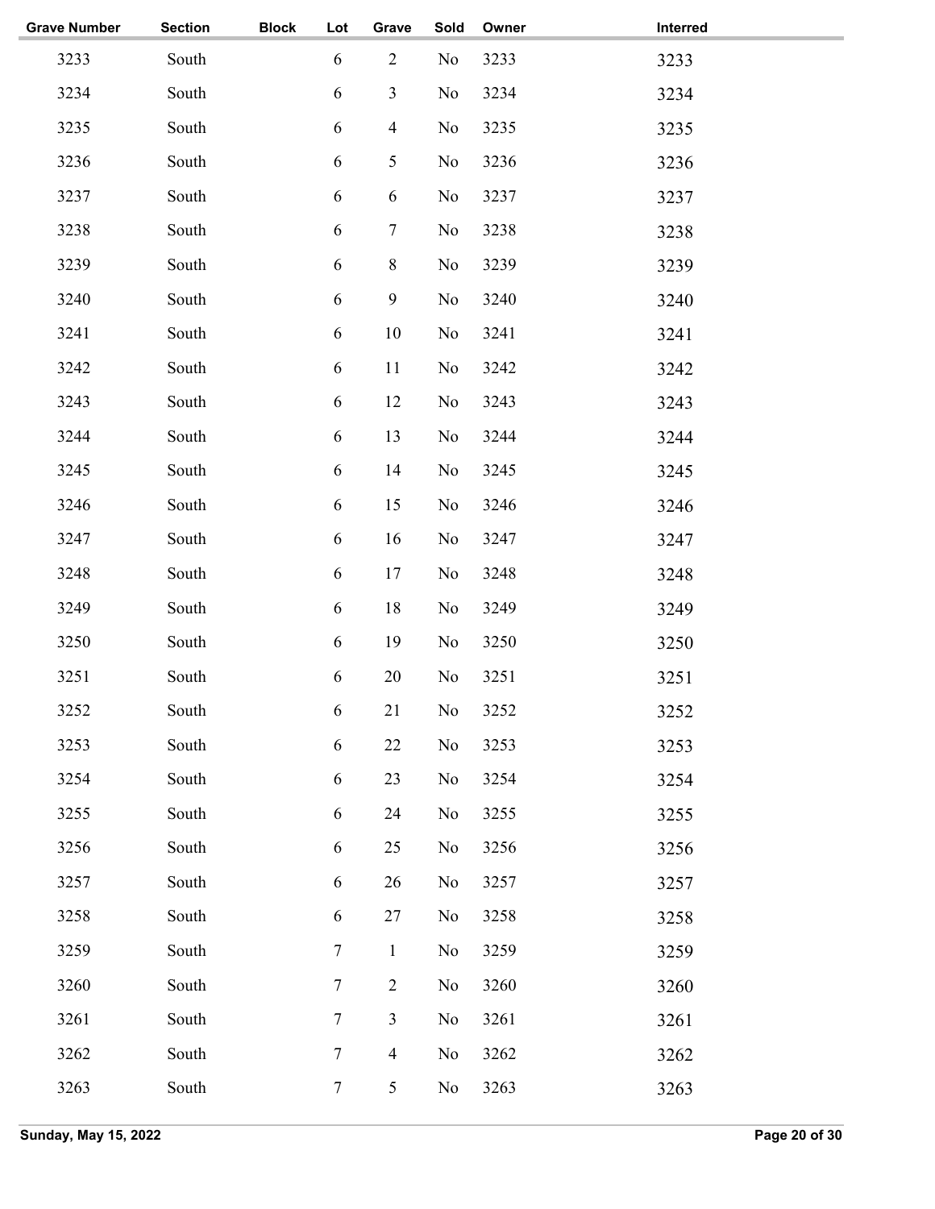| Grave Number | Section | Block | Lot | Grave | Sold | Owner | Interred |
|---|---|---|---|---|---|---|---|
| 3233 | South | | 6 | 2 | No | 3233 | 3233 |
| 3234 | South | | 6 | 3 | No | 3234 | 3234 |
| 3235 | South | | 6 | 4 | No | 3235 | 3235 |
| 3236 | South | | 6 | 5 | No | 3236 | 3236 |
| 3237 | South | | 6 | 6 | No | 3237 | 3237 |
| 3238 | South | | 6 | 7 | No | 3238 | 3238 |
| 3239 | South | | 6 | 8 | No | 3239 | 3239 |
| 3240 | South | | 6 | 9 | No | 3240 | 3240 |
| 3241 | South | | 6 | 10 | No | 3241 | 3241 |
| 3242 | South | | 6 | 11 | No | 3242 | 3242 |
| 3243 | South | | 6 | 12 | No | 3243 | 3243 |
| 3244 | South | | 6 | 13 | No | 3244 | 3244 |
| 3245 | South | | 6 | 14 | No | 3245 | 3245 |
| 3246 | South | | 6 | 15 | No | 3246 | 3246 |
| 3247 | South | | 6 | 16 | No | 3247 | 3247 |
| 3248 | South | | 6 | 17 | No | 3248 | 3248 |
| 3249 | South | | 6 | 18 | No | 3249 | 3249 |
| 3250 | South | | 6 | 19 | No | 3250 | 3250 |
| 3251 | South | | 6 | 20 | No | 3251 | 3251 |
| 3252 | South | | 6 | 21 | No | 3252 | 3252 |
| 3253 | South | | 6 | 22 | No | 3253 | 3253 |
| 3254 | South | | 6 | 23 | No | 3254 | 3254 |
| 3255 | South | | 6 | 24 | No | 3255 | 3255 |
| 3256 | South | | 6 | 25 | No | 3256 | 3256 |
| 3257 | South | | 6 | 26 | No | 3257 | 3257 |
| 3258 | South | | 6 | 27 | No | 3258 | 3258 |
| 3259 | South | | 7 | 1 | No | 3259 | 3259 |
| 3260 | South | | 7 | 2 | No | 3260 | 3260 |
| 3261 | South | | 7 | 3 | No | 3261 | 3261 |
| 3262 | South | | 7 | 4 | No | 3262 | 3262 |
| 3263 | South | | 7 | 5 | No | 3263 | 3263 |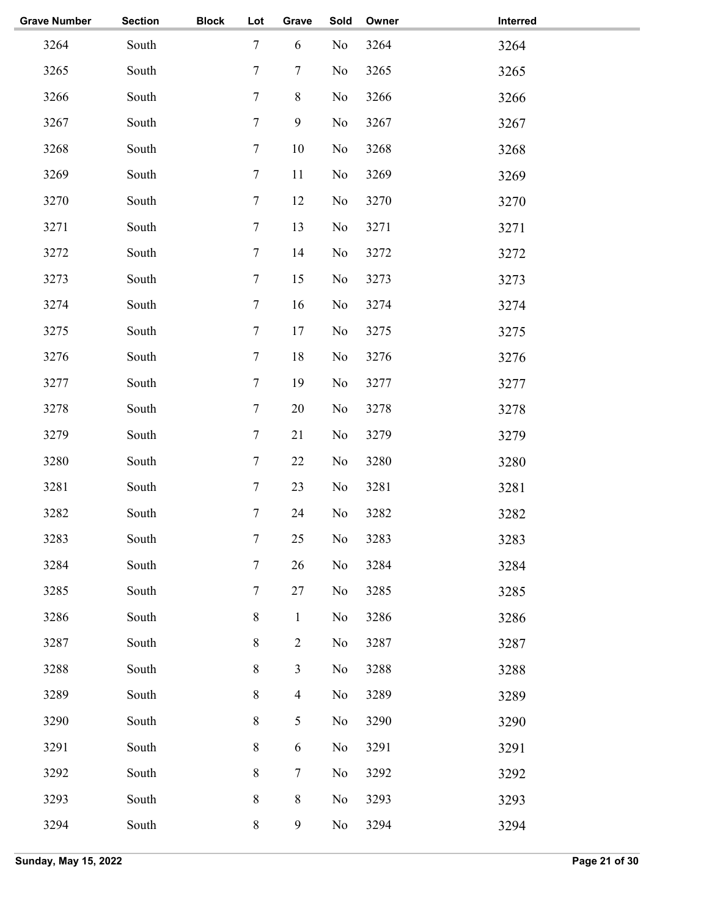| Grave Number | Section | Block | Lot | Grave | Sold | Owner | Interred |
|---|---|---|---|---|---|---|---|
| 3264 | South | | 7 | 6 | No | 3264 | 3264 |
| 3265 | South | | 7 | 7 | No | 3265 | 3265 |
| 3266 | South | | 7 | 8 | No | 3266 | 3266 |
| 3267 | South | | 7 | 9 | No | 3267 | 3267 |
| 3268 | South | | 7 | 10 | No | 3268 | 3268 |
| 3269 | South | | 7 | 11 | No | 3269 | 3269 |
| 3270 | South | | 7 | 12 | No | 3270 | 3270 |
| 3271 | South | | 7 | 13 | No | 3271 | 3271 |
| 3272 | South | | 7 | 14 | No | 3272 | 3272 |
| 3273 | South | | 7 | 15 | No | 3273 | 3273 |
| 3274 | South | | 7 | 16 | No | 3274 | 3274 |
| 3275 | South | | 7 | 17 | No | 3275 | 3275 |
| 3276 | South | | 7 | 18 | No | 3276 | 3276 |
| 3277 | South | | 7 | 19 | No | 3277 | 3277 |
| 3278 | South | | 7 | 20 | No | 3278 | 3278 |
| 3279 | South | | 7 | 21 | No | 3279 | 3279 |
| 3280 | South | | 7 | 22 | No | 3280 | 3280 |
| 3281 | South | | 7 | 23 | No | 3281 | 3281 |
| 3282 | South | | 7 | 24 | No | 3282 | 3282 |
| 3283 | South | | 7 | 25 | No | 3283 | 3283 |
| 3284 | South | | 7 | 26 | No | 3284 | 3284 |
| 3285 | South | | 7 | 27 | No | 3285 | 3285 |
| 3286 | South | | 8 | 1 | No | 3286 | 3286 |
| 3287 | South | | 8 | 2 | No | 3287 | 3287 |
| 3288 | South | | 8 | 3 | No | 3288 | 3288 |
| 3289 | South | | 8 | 4 | No | 3289 | 3289 |
| 3290 | South | | 8 | 5 | No | 3290 | 3290 |
| 3291 | South | | 8 | 6 | No | 3291 | 3291 |
| 3292 | South | | 8 | 7 | No | 3292 | 3292 |
| 3293 | South | | 8 | 8 | No | 3293 | 3293 |
| 3294 | South | | 8 | 9 | No | 3294 | 3294 |

Sunday, May 15, 2022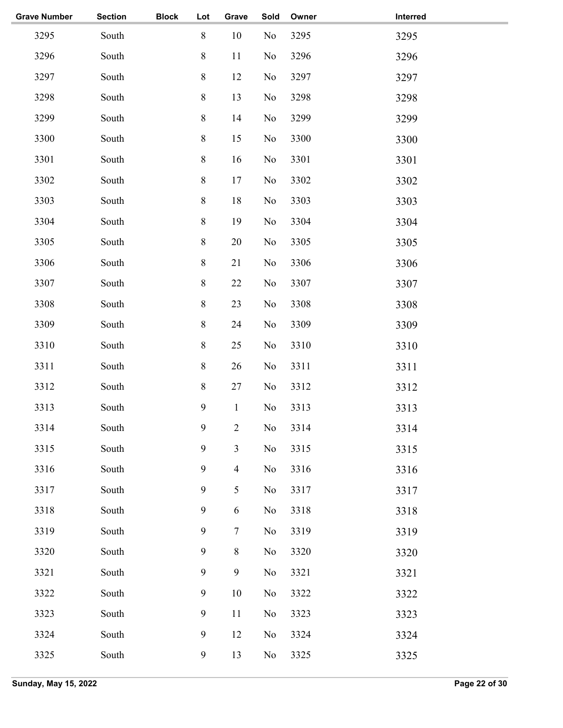| Grave Number | Section | Block | Lot | Grave | Sold | Owner | Interred |
|---|---|---|---|---|---|---|---|
| 3295 | South | | 8 | 10 | No | 3295 | 3295 |
| 3296 | South | | 8 | 11 | No | 3296 | 3296 |
| 3297 | South | | 8 | 12 | No | 3297 | 3297 |
| 3298 | South | | 8 | 13 | No | 3298 | 3298 |
| 3299 | South | | 8 | 14 | No | 3299 | 3299 |
| 3300 | South | | 8 | 15 | No | 3300 | 3300 |
| 3301 | South | | 8 | 16 | No | 3301 | 3301 |
| 3302 | South | | 8 | 17 | No | 3302 | 3302 |
| 3303 | South | | 8 | 18 | No | 3303 | 3303 |
| 3304 | South | | 8 | 19 | No | 3304 | 3304 |
| 3305 | South | | 8 | 20 | No | 3305 | 3305 |
| 3306 | South | | 8 | 21 | No | 3306 | 3306 |
| 3307 | South | | 8 | 22 | No | 3307 | 3307 |
| 3308 | South | | 8 | 23 | No | 3308 | 3308 |
| 3309 | South | | 8 | 24 | No | 3309 | 3309 |
| 3310 | South | | 8 | 25 | No | 3310 | 3310 |
| 3311 | South | | 8 | 26 | No | 3311 | 3311 |
| 3312 | South | | 8 | 27 | No | 3312 | 3312 |
| 3313 | South | | 9 | 1 | No | 3313 | 3313 |
| 3314 | South | | 9 | 2 | No | 3314 | 3314 |
| 3315 | South | | 9 | 3 | No | 3315 | 3315 |
| 3316 | South | | 9 | 4 | No | 3316 | 3316 |
| 3317 | South | | 9 | 5 | No | 3317 | 3317 |
| 3318 | South | | 9 | 6 | No | 3318 | 3318 |
| 3319 | South | | 9 | 7 | No | 3319 | 3319 |
| 3320 | South | | 9 | 8 | No | 3320 | 3320 |
| 3321 | South | | 9 | 9 | No | 3321 | 3321 |
| 3322 | South | | 9 | 10 | No | 3322 | 3322 |
| 3323 | South | | 9 | 11 | No | 3323 | 3323 |
| 3324 | South | | 9 | 12 | No | 3324 | 3324 |
| 3325 | South | | 9 | 13 | No | 3325 | 3325 |

Sunday, May 15, 2022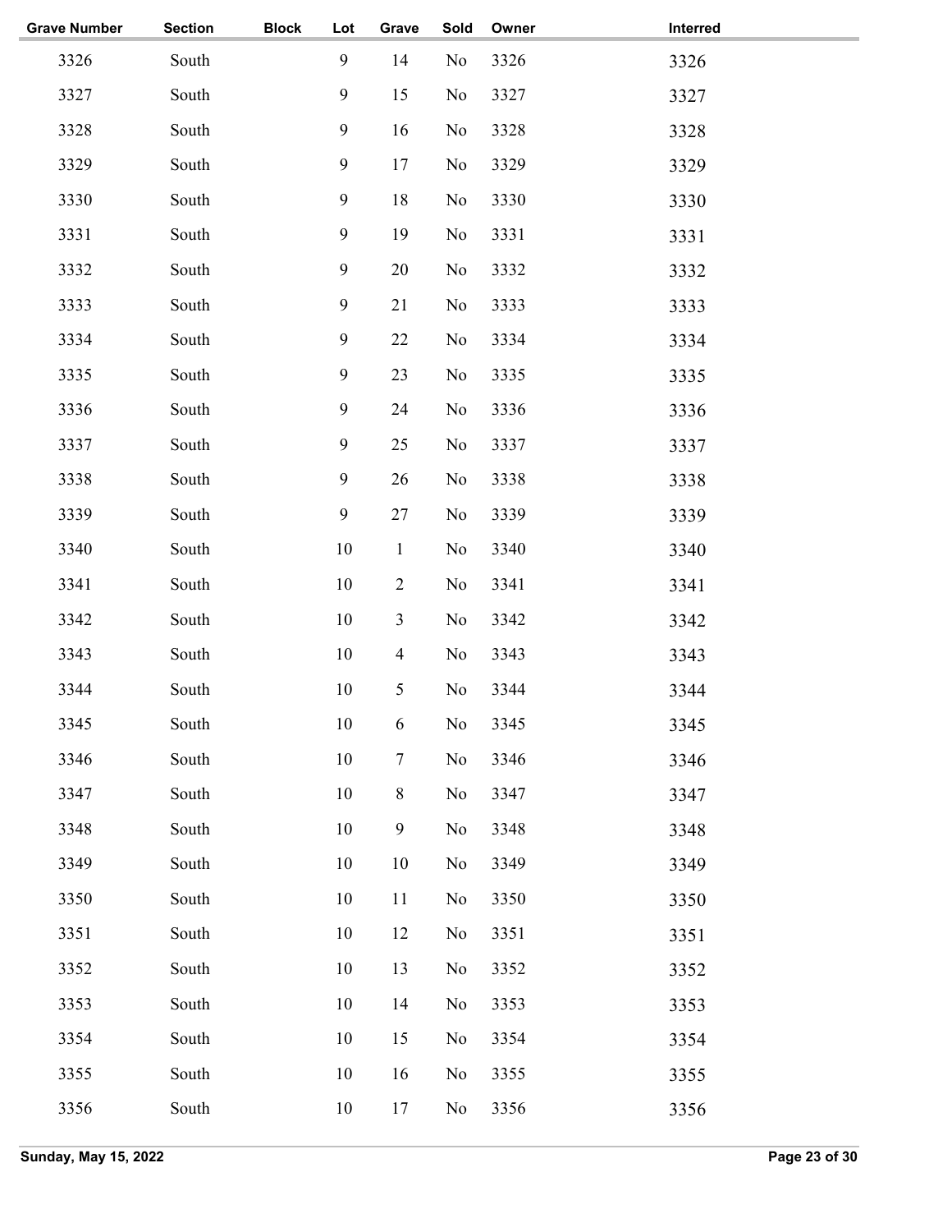| Grave Number | Section | Block | Lot | Grave | Sold | Owner | Interred |
|---|---|---|---|---|---|---|---|
| 3326 | South | | 9 | 14 | No | 3326 | 3326 |
| 3327 | South | | 9 | 15 | No | 3327 | 3327 |
| 3328 | South | | 9 | 16 | No | 3328 | 3328 |
| 3329 | South | | 9 | 17 | No | 3329 | 3329 |
| 3330 | South | | 9 | 18 | No | 3330 | 3330 |
| 3331 | South | | 9 | 19 | No | 3331 | 3331 |
| 3332 | South | | 9 | 20 | No | 3332 | 3332 |
| 3333 | South | | 9 | 21 | No | 3333 | 3333 |
| 3334 | South | | 9 | 22 | No | 3334 | 3334 |
| 3335 | South | | 9 | 23 | No | 3335 | 3335 |
| 3336 | South | | 9 | 24 | No | 3336 | 3336 |
| 3337 | South | | 9 | 25 | No | 3337 | 3337 |
| 3338 | South | | 9 | 26 | No | 3338 | 3338 |
| 3339 | South | | 9 | 27 | No | 3339 | 3339 |
| 3340 | South | | 10 | 1 | No | 3340 | 3340 |
| 3341 | South | | 10 | 2 | No | 3341 | 3341 |
| 3342 | South | | 10 | 3 | No | 3342 | 3342 |
| 3343 | South | | 10 | 4 | No | 3343 | 3343 |
| 3344 | South | | 10 | 5 | No | 3344 | 3344 |
| 3345 | South | | 10 | 6 | No | 3345 | 3345 |
| 3346 | South | | 10 | 7 | No | 3346 | 3346 |
| 3347 | South | | 10 | 8 | No | 3347 | 3347 |
| 3348 | South | | 10 | 9 | No | 3348 | 3348 |
| 3349 | South | | 10 | 10 | No | 3349 | 3349 |
| 3350 | South | | 10 | 11 | No | 3350 | 3350 |
| 3351 | South | | 10 | 12 | No | 3351 | 3351 |
| 3352 | South | | 10 | 13 | No | 3352 | 3352 |
| 3353 | South | | 10 | 14 | No | 3353 | 3353 |
| 3354 | South | | 10 | 15 | No | 3354 | 3354 |
| 3355 | South | | 10 | 16 | No | 3355 | 3355 |
| 3356 | South | | 10 | 17 | No | 3356 | 3356 |

Sunday, May 15, 2022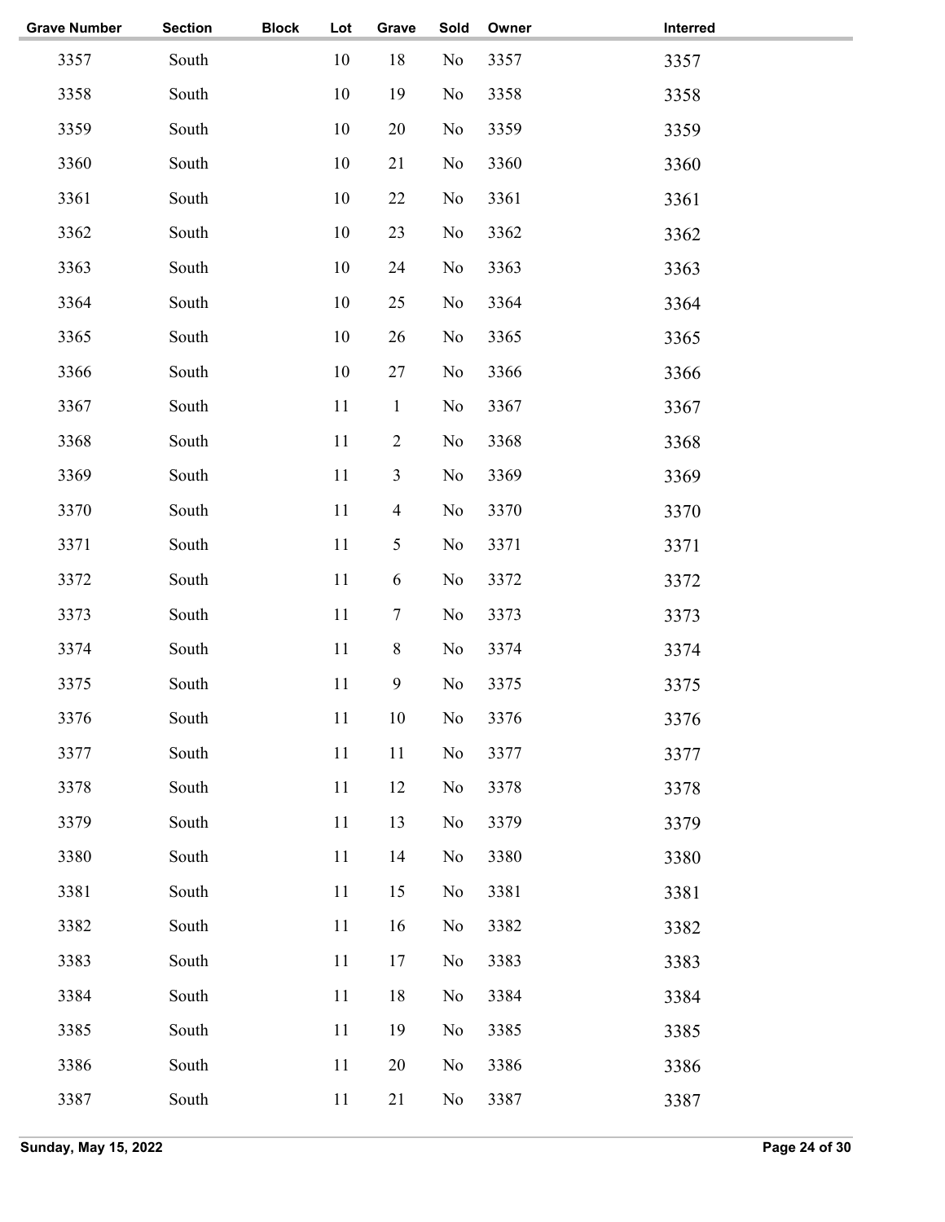| Grave Number | Section | Block | Lot | Grave | Sold | Owner | Interred |
|---|---|---|---|---|---|---|---|
| 3357 | South | | 10 | 18 | No | 3357 | 3357 |
| 3358 | South | | 10 | 19 | No | 3358 | 3358 |
| 3359 | South | | 10 | 20 | No | 3359 | 3359 |
| 3360 | South | | 10 | 21 | No | 3360 | 3360 |
| 3361 | South | | 10 | 22 | No | 3361 | 3361 |
| 3362 | South | | 10 | 23 | No | 3362 | 3362 |
| 3363 | South | | 10 | 24 | No | 3363 | 3363 |
| 3364 | South | | 10 | 25 | No | 3364 | 3364 |
| 3365 | South | | 10 | 26 | No | 3365 | 3365 |
| 3366 | South | | 10 | 27 | No | 3366 | 3366 |
| 3367 | South | | 11 | 1 | No | 3367 | 3367 |
| 3368 | South | | 11 | 2 | No | 3368 | 3368 |
| 3369 | South | | 11 | 3 | No | 3369 | 3369 |
| 3370 | South | | 11 | 4 | No | 3370 | 3370 |
| 3371 | South | | 11 | 5 | No | 3371 | 3371 |
| 3372 | South | | 11 | 6 | No | 3372 | 3372 |
| 3373 | South | | 11 | 7 | No | 3373 | 3373 |
| 3374 | South | | 11 | 8 | No | 3374 | 3374 |
| 3375 | South | | 11 | 9 | No | 3375 | 3375 |
| 3376 | South | | 11 | 10 | No | 3376 | 3376 |
| 3377 | South | | 11 | 11 | No | 3377 | 3377 |
| 3378 | South | | 11 | 12 | No | 3378 | 3378 |
| 3379 | South | | 11 | 13 | No | 3379 | 3379 |
| 3380 | South | | 11 | 14 | No | 3380 | 3380 |
| 3381 | South | | 11 | 15 | No | 3381 | 3381 |
| 3382 | South | | 11 | 16 | No | 3382 | 3382 |
| 3383 | South | | 11 | 17 | No | 3383 | 3383 |
| 3384 | South | | 11 | 18 | No | 3384 | 3384 |
| 3385 | South | | 11 | 19 | No | 3385 | 3385 |
| 3386 | South | | 11 | 20 | No | 3386 | 3386 |
| 3387 | South | | 11 | 21 | No | 3387 | 3387 |

Sunday, May 15, 2022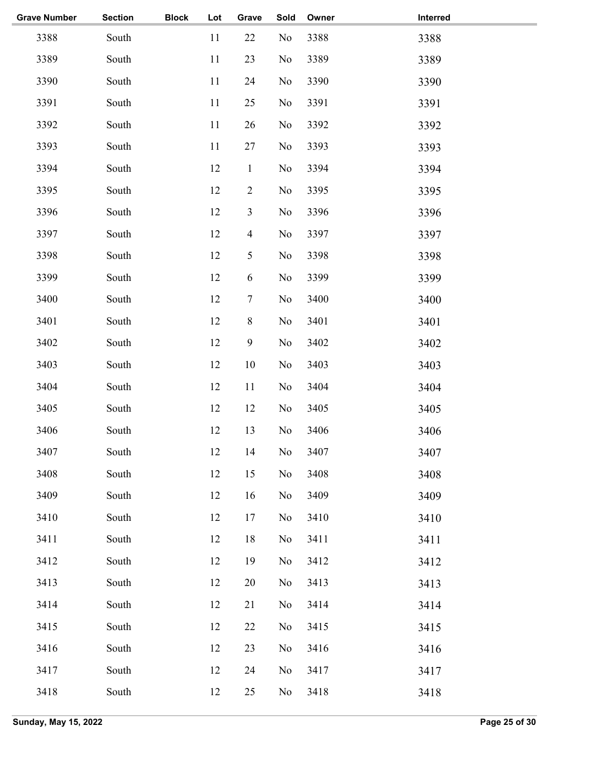| Grave Number | Section | Block | Lot | Grave | Sold | Owner | Interred |
|---|---|---|---|---|---|---|---|
| 3388 | South | | 11 | 22 | No | 3388 | 3388 |
| 3389 | South | | 11 | 23 | No | 3389 | 3389 |
| 3390 | South | | 11 | 24 | No | 3390 | 3390 |
| 3391 | South | | 11 | 25 | No | 3391 | 3391 |
| 3392 | South | | 11 | 26 | No | 3392 | 3392 |
| 3393 | South | | 11 | 27 | No | 3393 | 3393 |
| 3394 | South | | 12 | 1 | No | 3394 | 3394 |
| 3395 | South | | 12 | 2 | No | 3395 | 3395 |
| 3396 | South | | 12 | 3 | No | 3396 | 3396 |
| 3397 | South | | 12 | 4 | No | 3397 | 3397 |
| 3398 | South | | 12 | 5 | No | 3398 | 3398 |
| 3399 | South | | 12 | 6 | No | 3399 | 3399 |
| 3400 | South | | 12 | 7 | No | 3400 | 3400 |
| 3401 | South | | 12 | 8 | No | 3401 | 3401 |
| 3402 | South | | 12 | 9 | No | 3402 | 3402 |
| 3403 | South | | 12 | 10 | No | 3403 | 3403 |
| 3404 | South | | 12 | 11 | No | 3404 | 3404 |
| 3405 | South | | 12 | 12 | No | 3405 | 3405 |
| 3406 | South | | 12 | 13 | No | 3406 | 3406 |
| 3407 | South | | 12 | 14 | No | 3407 | 3407 |
| 3408 | South | | 12 | 15 | No | 3408 | 3408 |
| 3409 | South | | 12 | 16 | No | 3409 | 3409 |
| 3410 | South | | 12 | 17 | No | 3410 | 3410 |
| 3411 | South | | 12 | 18 | No | 3411 | 3411 |
| 3412 | South | | 12 | 19 | No | 3412 | 3412 |
| 3413 | South | | 12 | 20 | No | 3413 | 3413 |
| 3414 | South | | 12 | 21 | No | 3414 | 3414 |
| 3415 | South | | 12 | 22 | No | 3415 | 3415 |
| 3416 | South | | 12 | 23 | No | 3416 | 3416 |
| 3417 | South | | 12 | 24 | No | 3417 | 3417 |
| 3418 | South | | 12 | 25 | No | 3418 | 3418 |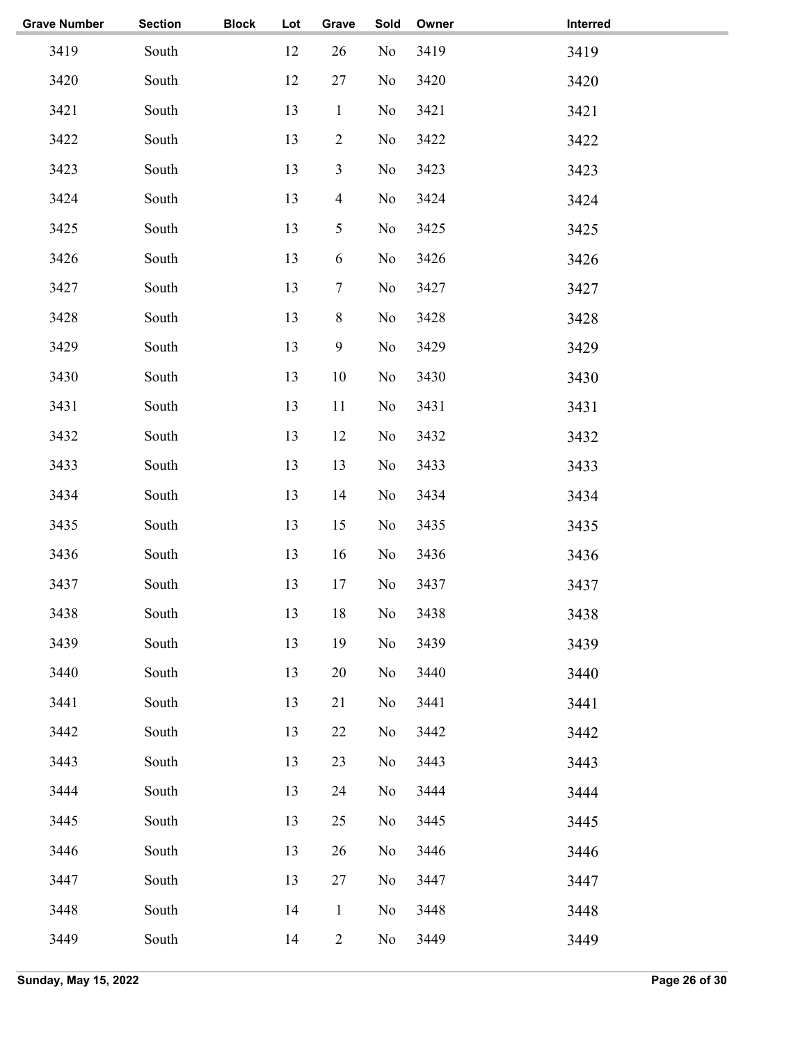| Grave Number | Section | Block | Lot | Grave | Sold | Owner | Interred |
|---|---|---|---|---|---|---|---|
| 3419 | South | | 12 | 26 | No | 3419 | 3419 |
| 3420 | South | | 12 | 27 | No | 3420 | 3420 |
| 3421 | South | | 13 | 1 | No | 3421 | 3421 |
| 3422 | South | | 13 | 2 | No | 3422 | 3422 |
| 3423 | South | | 13 | 3 | No | 3423 | 3423 |
| 3424 | South | | 13 | 4 | No | 3424 | 3424 |
| 3425 | South | | 13 | 5 | No | 3425 | 3425 |
| 3426 | South | | 13 | 6 | No | 3426 | 3426 |
| 3427 | South | | 13 | 7 | No | 3427 | 3427 |
| 3428 | South | | 13 | 8 | No | 3428 | 3428 |
| 3429 | South | | 13 | 9 | No | 3429 | 3429 |
| 3430 | South | | 13 | 10 | No | 3430 | 3430 |
| 3431 | South | | 13 | 11 | No | 3431 | 3431 |
| 3432 | South | | 13 | 12 | No | 3432 | 3432 |
| 3433 | South | | 13 | 13 | No | 3433 | 3433 |
| 3434 | South | | 13 | 14 | No | 3434 | 3434 |
| 3435 | South | | 13 | 15 | No | 3435 | 3435 |
| 3436 | South | | 13 | 16 | No | 3436 | 3436 |
| 3437 | South | | 13 | 17 | No | 3437 | 3437 |
| 3438 | South | | 13 | 18 | No | 3438 | 3438 |
| 3439 | South | | 13 | 19 | No | 3439 | 3439 |
| 3440 | South | | 13 | 20 | No | 3440 | 3440 |
| 3441 | South | | 13 | 21 | No | 3441 | 3441 |
| 3442 | South | | 13 | 22 | No | 3442 | 3442 |
| 3443 | South | | 13 | 23 | No | 3443 | 3443 |
| 3444 | South | | 13 | 24 | No | 3444 | 3444 |
| 3445 | South | | 13 | 25 | No | 3445 | 3445 |
| 3446 | South | | 13 | 26 | No | 3446 | 3446 |
| 3447 | South | | 13 | 27 | No | 3447 | 3447 |
| 3448 | South | | 14 | 1 | No | 3448 | 3448 |
| 3449 | South | | 14 | 2 | No | 3449 | 3449 |

Sunday, May 15, 2022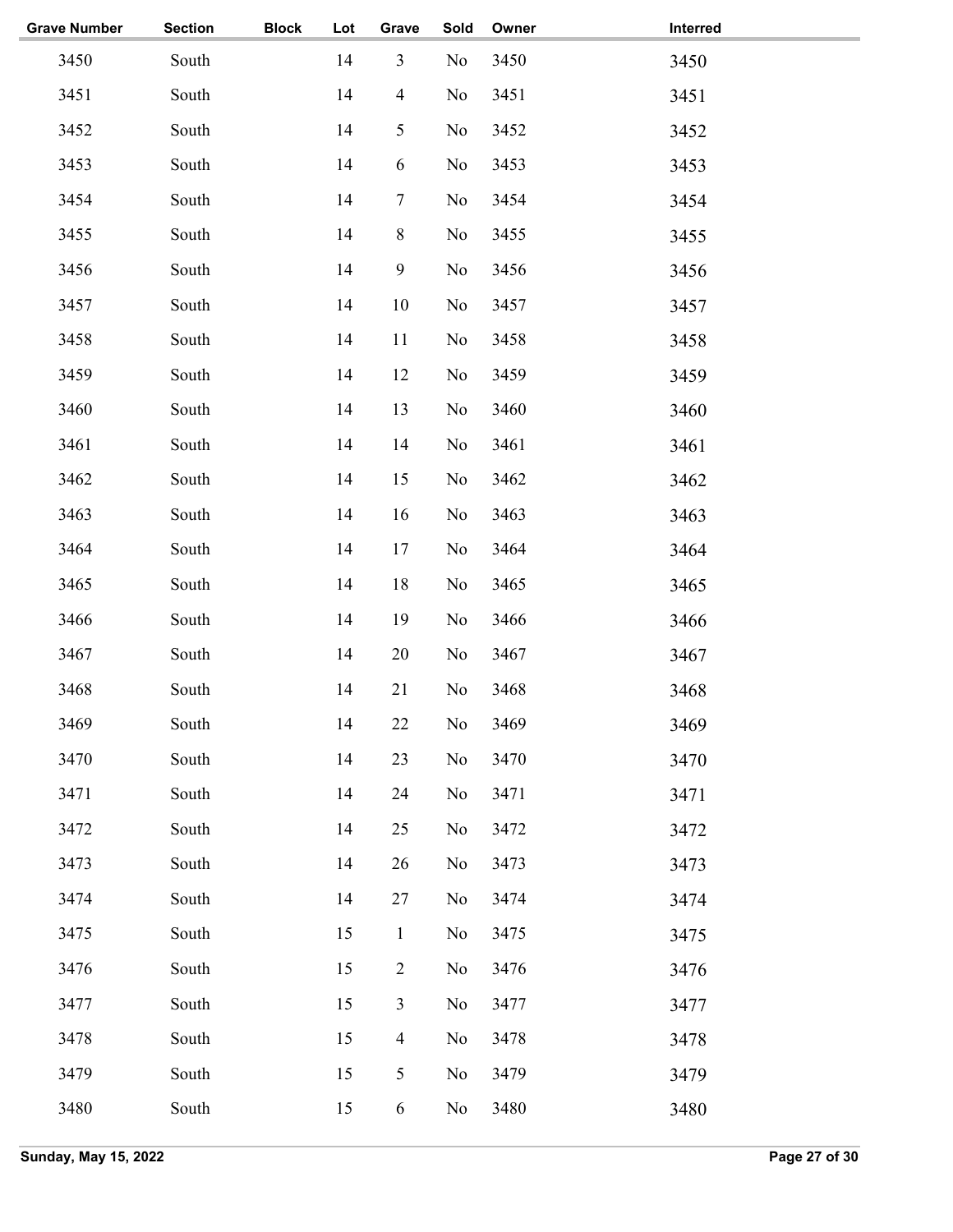| Grave Number | Section | Block | Lot | Grave | Sold | Owner | Interred |
|---|---|---|---|---|---|---|---|
| 3450 | South | | 14 | 3 | No | 3450 | 3450 |
| 3451 | South | | 14 | 4 | No | 3451 | 3451 |
| 3452 | South | | 14 | 5 | No | 3452 | 3452 |
| 3453 | South | | 14 | 6 | No | 3453 | 3453 |
| 3454 | South | | 14 | 7 | No | 3454 | 3454 |
| 3455 | South | | 14 | 8 | No | 3455 | 3455 |
| 3456 | South | | 14 | 9 | No | 3456 | 3456 |
| 3457 | South | | 14 | 10 | No | 3457 | 3457 |
| 3458 | South | | 14 | 11 | No | 3458 | 3458 |
| 3459 | South | | 14 | 12 | No | 3459 | 3459 |
| 3460 | South | | 14 | 13 | No | 3460 | 3460 |
| 3461 | South | | 14 | 14 | No | 3461 | 3461 |
| 3462 | South | | 14 | 15 | No | 3462 | 3462 |
| 3463 | South | | 14 | 16 | No | 3463 | 3463 |
| 3464 | South | | 14 | 17 | No | 3464 | 3464 |
| 3465 | South | | 14 | 18 | No | 3465 | 3465 |
| 3466 | South | | 14 | 19 | No | 3466 | 3466 |
| 3467 | South | | 14 | 20 | No | 3467 | 3467 |
| 3468 | South | | 14 | 21 | No | 3468 | 3468 |
| 3469 | South | | 14 | 22 | No | 3469 | 3469 |
| 3470 | South | | 14 | 23 | No | 3470 | 3470 |
| 3471 | South | | 14 | 24 | No | 3471 | 3471 |
| 3472 | South | | 14 | 25 | No | 3472 | 3472 |
| 3473 | South | | 14 | 26 | No | 3473 | 3473 |
| 3474 | South | | 14 | 27 | No | 3474 | 3474 |
| 3475 | South | | 15 | 1 | No | 3475 | 3475 |
| 3476 | South | | 15 | 2 | No | 3476 | 3476 |
| 3477 | South | | 15 | 3 | No | 3477 | 3477 |
| 3478 | South | | 15 | 4 | No | 3478 | 3478 |
| 3479 | South | | 15 | 5 | No | 3479 | 3479 |
| 3480 | South | | 15 | 6 | No | 3480 | 3480 |

Sunday, May 15, 2022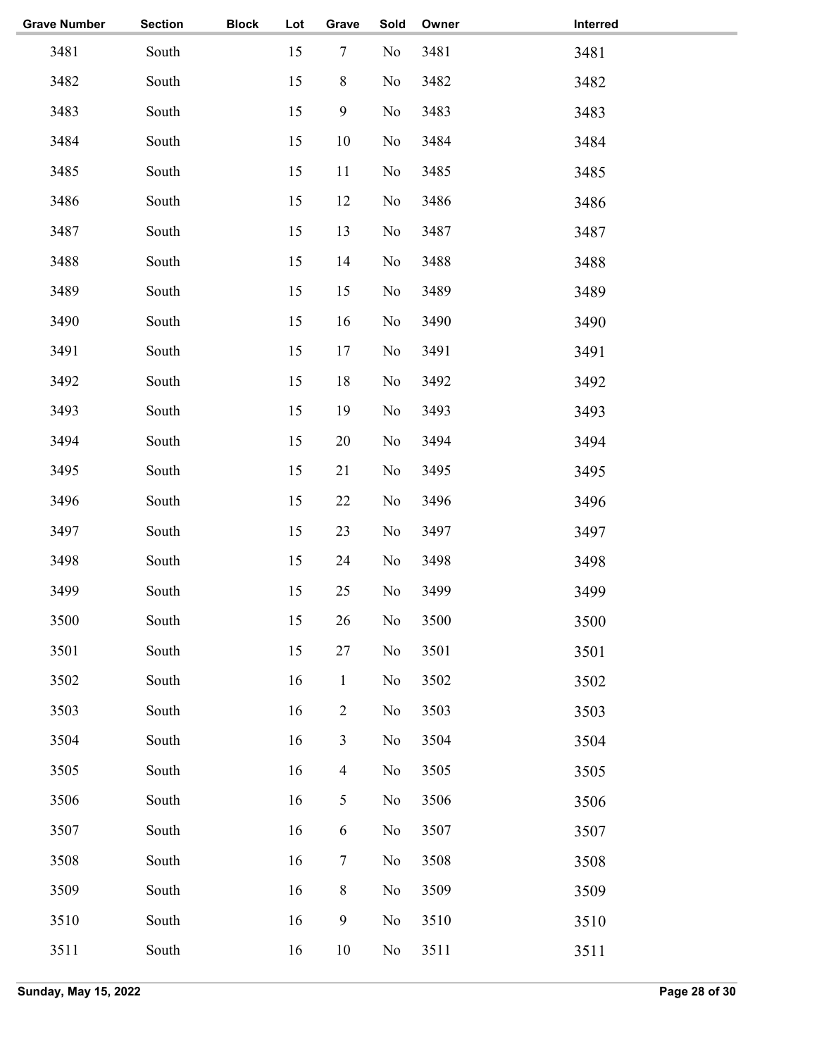| Grave Number | Section | Block | Lot | Grave | Sold | Owner | Interred |
|---|---|---|---|---|---|---|---|
| 3481 | South | | 15 | 7 | No | 3481 | 3481 |
| 3482 | South | | 15 | 8 | No | 3482 | 3482 |
| 3483 | South | | 15 | 9 | No | 3483 | 3483 |
| 3484 | South | | 15 | 10 | No | 3484 | 3484 |
| 3485 | South | | 15 | 11 | No | 3485 | 3485 |
| 3486 | South | | 15 | 12 | No | 3486 | 3486 |
| 3487 | South | | 15 | 13 | No | 3487 | 3487 |
| 3488 | South | | 15 | 14 | No | 3488 | 3488 |
| 3489 | South | | 15 | 15 | No | 3489 | 3489 |
| 3490 | South | | 15 | 16 | No | 3490 | 3490 |
| 3491 | South | | 15 | 17 | No | 3491 | 3491 |
| 3492 | South | | 15 | 18 | No | 3492 | 3492 |
| 3493 | South | | 15 | 19 | No | 3493 | 3493 |
| 3494 | South | | 15 | 20 | No | 3494 | 3494 |
| 3495 | South | | 15 | 21 | No | 3495 | 3495 |
| 3496 | South | | 15 | 22 | No | 3496 | 3496 |
| 3497 | South | | 15 | 23 | No | 3497 | 3497 |
| 3498 | South | | 15 | 24 | No | 3498 | 3498 |
| 3499 | South | | 15 | 25 | No | 3499 | 3499 |
| 3500 | South | | 15 | 26 | No | 3500 | 3500 |
| 3501 | South | | 15 | 27 | No | 3501 | 3501 |
| 3502 | South | | 16 | 1 | No | 3502 | 3502 |
| 3503 | South | | 16 | 2 | No | 3503 | 3503 |
| 3504 | South | | 16 | 3 | No | 3504 | 3504 |
| 3505 | South | | 16 | 4 | No | 3505 | 3505 |
| 3506 | South | | 16 | 5 | No | 3506 | 3506 |
| 3507 | South | | 16 | 6 | No | 3507 | 3507 |
| 3508 | South | | 16 | 7 | No | 3508 | 3508 |
| 3509 | South | | 16 | 8 | No | 3509 | 3509 |
| 3510 | South | | 16 | 9 | No | 3510 | 3510 |
| 3511 | South | | 16 | 10 | No | 3511 | 3511 |

Sunday, May 15, 2022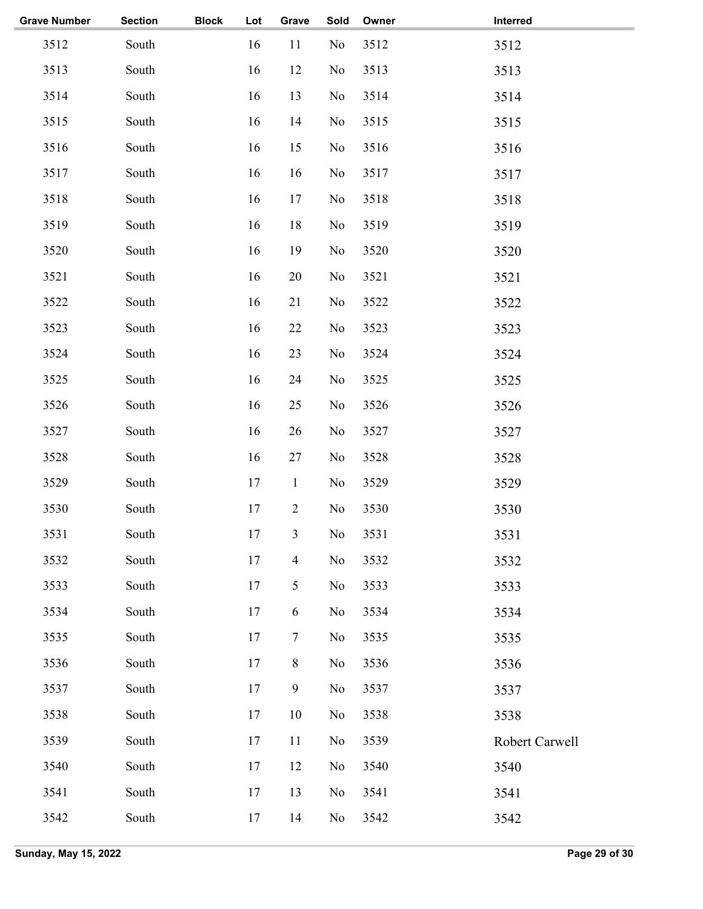| Grave Number | Section | Block | Lot | Grave | Sold | Owner | Interred |
|---|---|---|---|---|---|---|---|
| 3512 | South | | 16 | 11 | No | 3512 | 3512 |
| 3513 | South | | 16 | 12 | No | 3513 | 3513 |
| 3514 | South | | 16 | 13 | No | 3514 | 3514 |
| 3515 | South | | 16 | 14 | No | 3515 | 3515 |
| 3516 | South | | 16 | 15 | No | 3516 | 3516 |
| 3517 | South | | 16 | 16 | No | 3517 | 3517 |
| 3518 | South | | 16 | 17 | No | 3518 | 3518 |
| 3519 | South | | 16 | 18 | No | 3519 | 3519 |
| 3520 | South | | 16 | 19 | No | 3520 | 3520 |
| 3521 | South | | 16 | 20 | No | 3521 | 3521 |
| 3522 | South | | 16 | 21 | No | 3522 | 3522 |
| 3523 | South | | 16 | 22 | No | 3523 | 3523 |
| 3524 | South | | 16 | 23 | No | 3524 | 3524 |
| 3525 | South | | 16 | 24 | No | 3525 | 3525 |
| 3526 | South | | 16 | 25 | No | 3526 | 3526 |
| 3527 | South | | 16 | 26 | No | 3527 | 3527 |
| 3528 | South | | 16 | 27 | No | 3528 | 3528 |
| 3529 | South | | 17 | 1 | No | 3529 | 3529 |
| 3530 | South | | 17 | 2 | No | 3530 | 3530 |
| 3531 | South | | 17 | 3 | No | 3531 | 3531 |
| 3532 | South | | 17 | 4 | No | 3532 | 3532 |
| 3533 | South | | 17 | 5 | No | 3533 | 3533 |
| 3534 | South | | 17 | 6 | No | 3534 | 3534 |
| 3535 | South | | 17 | 7 | No | 3535 | 3535 |
| 3536 | South | | 17 | 8 | No | 3536 | 3536 |
| 3537 | South | | 17 | 9 | No | 3537 | 3537 |
| 3538 | South | | 17 | 10 | No | 3538 | 3538 |
| 3539 | South | | 17 | 11 | No | 3539 | Robert Carwell |
| 3540 | South | | 17 | 12 | No | 3540 | 3540 |
| 3541 | South | | 17 | 13 | No | 3541 | 3541 |
| 3542 | South | | 17 | 14 | No | 3542 | 3542 |

Sunday, May 15, 2022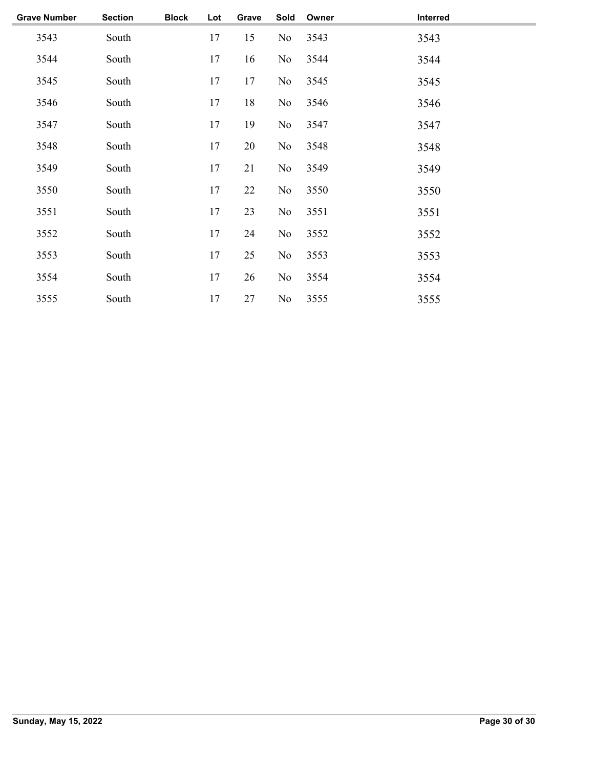| Grave Number | Section | Block | Lot | Grave | Sold | Owner | Interred |
| --- | --- | --- | --- | --- | --- | --- | --- |
| 3543 | South | | 17 | 15 | No | 3543 | 3543 |
| 3544 | South | | 17 | 16 | No | 3544 | 3544 |
| 3545 | South | | 17 | 17 | No | 3545 | 3545 |
| 3546 | South | | 17 | 18 | No | 3546 | 3546 |
| 3547 | South | | 17 | 19 | No | 3547 | 3547 |
| 3548 | South | | 17 | 20 | No | 3548 | 3548 |
| 3549 | South | | 17 | 21 | No | 3549 | 3549 |
| 3550 | South | | 17 | 22 | No | 3550 | 3550 |
| 3551 | South | | 17 | 23 | No | 3551 | 3551 |
| 3552 | South | | 17 | 24 | No | 3552 | 3552 |
| 3553 | South | | 17 | 25 | No | 3553 | 3553 |
| 3554 | South | | 17 | 26 | No | 3554 | 3554 |
| 3555 | South | | 17 | 27 | No | 3555 | 3555 |

**Sunday, May 15, 2022**